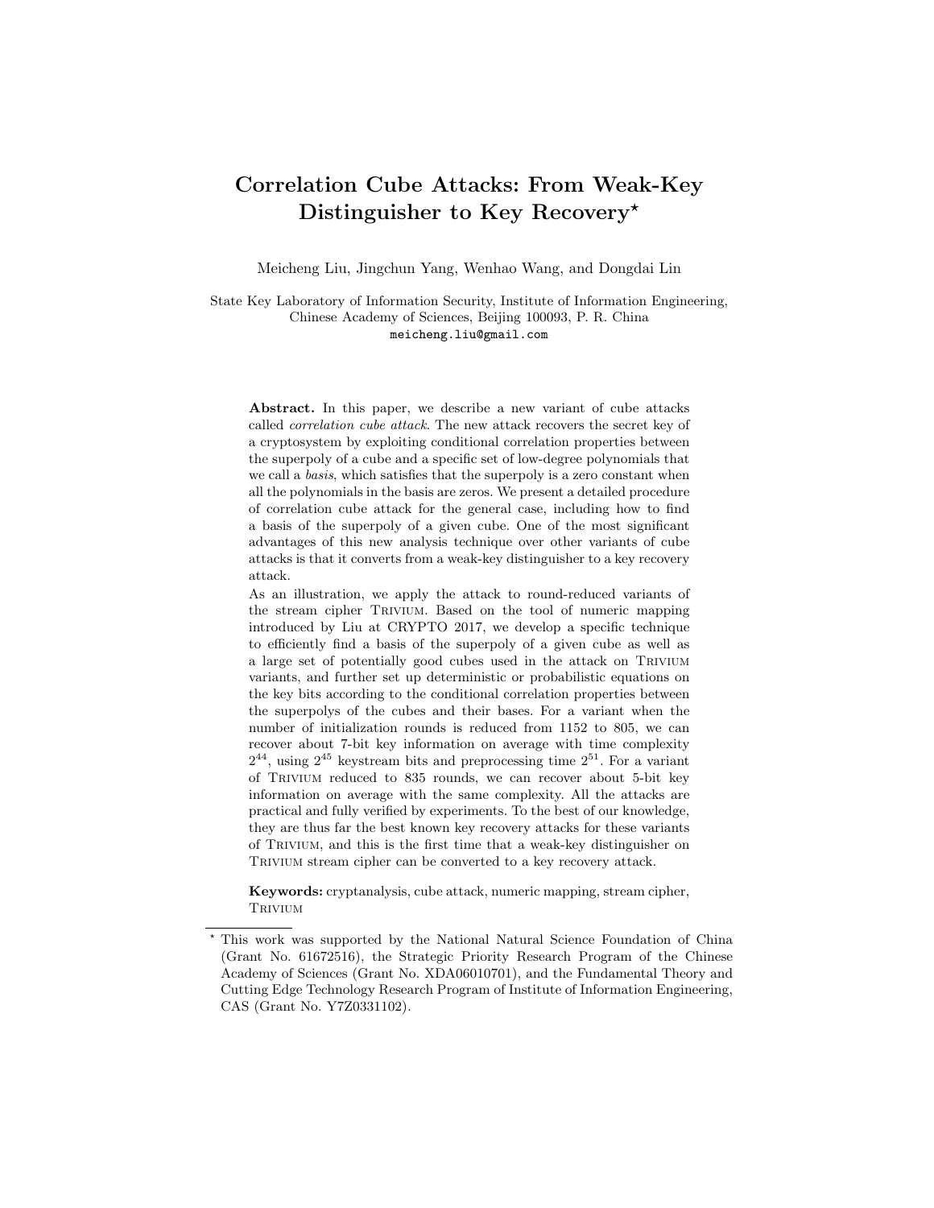# Correlation Cube Attacks: From Weak-Key Distinguisher to Key Recovery*

Meicheng Liu, Jingchun Yang, Wenhao Wang, and Dongdai Lin

State Key Laboratory of Information Security, Institute of Information Engineering, Chinese Academy of Sciences, Beijing 100093, P. R. China
meicheng.liu@gmail.com

**Abstract.** In this paper, we describe a new variant of cube attacks called *correlation cube attack*. The new attack recovers the secret key of a cryptosystem by exploiting conditional correlation properties between the superpoly of a cube and a specific set of low-degree polynomials that we call a *basis*, which satisfies that the superpoly is a zero constant when all the polynomials in the basis are zeros. We present a detailed procedure of correlation cube attack for the general case, including how to find a basis of the superpoly of a given cube. One of the most significant advantages of this new analysis technique over other variants of cube attacks is that it converts from a weak-key distinguisher to a key recovery attack.

As an illustration, we apply the attack to round-reduced variants of the stream cipher Trivium. Based on the tool of numeric mapping introduced by Liu at CRYPTO 2017, we develop a specific technique to efficiently find a basis of the superpoly of a given cube as well as a large set of potentially good cubes used in the attack on Trivium variants, and further set up deterministic or probabilistic equations on the key bits according to the conditional correlation properties between the superpolys of the cubes and their bases. For a variant when the number of initialization rounds is reduced from 1152 to 805, we can recover about 7-bit key information on average with time complexity $2^{44}$, using $2^{45}$ keystream bits and preprocessing time $2^{51}$. For a variant of Trivium reduced to 835 rounds, we can recover about 5-bit key information on average with the same complexity. All the attacks are practical and fully verified by experiments. To the best of our knowledge, they are thus far the best known key recovery attacks for these variants of Trivium, and this is the first time that a weak-key distinguisher on Trivium stream cipher can be converted to a key recovery attack.

**Keywords:** cryptanalysis, cube attack, numeric mapping, stream cipher, Trivium

---

* This work was supported by the National Natural Science Foundation of China (Grant No. 61672516), the Strategic Priority Research Program of the Chinese Academy of Sciences (Grant No. XDA06010701), and the Fundamental Theory and Cutting Edge Technology Research Program of Institute of Information Engineering, CAS (Grant No. Y7Z0331102).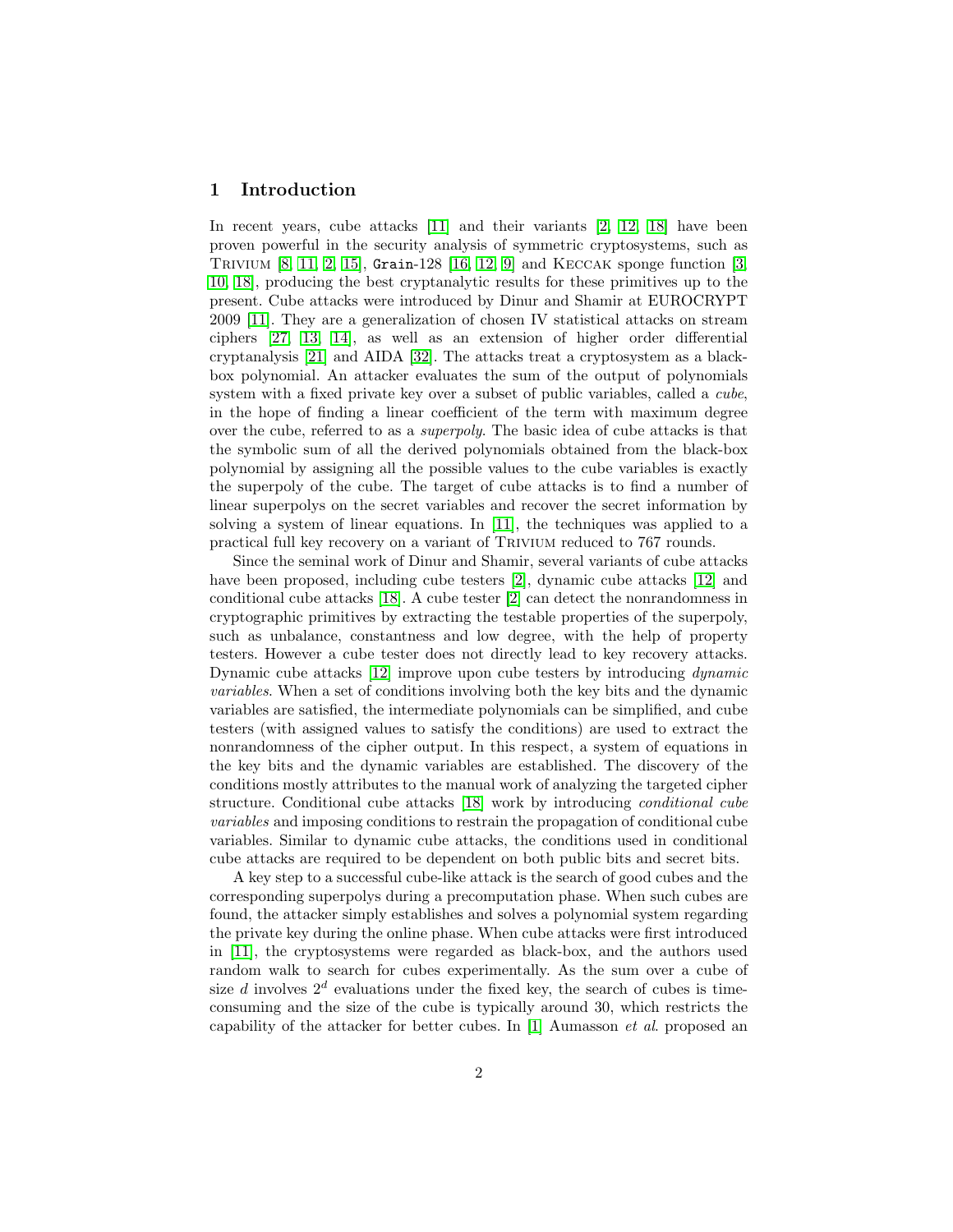## 1 Introduction

In recent years, cube attacks [11] and their variants [2, 12, 18] have been proven powerful in the security analysis of symmetric cryptosystems, such as Trivium [8, 11, 2, 15], `Grain`-128 [16, 12, 9] and Keccak sponge function [3, 10, 18], producing the best cryptanalytic results for these primitives up to the present. Cube attacks were introduced by Dinur and Shamir at EUROCRYPT 2009 [11]. They are a generalization of chosen IV statistical attacks on stream ciphers [27, 13, 14], as well as an extension of higher order differential cryptanalysis [21] and AIDA [32]. The attacks treat a cryptosystem as a black-box polynomial. An attacker evaluates the sum of the output of polynomials system with a fixed private key over a subset of public variables, called a *cube*, in the hope of finding a linear coefficient of the term with maximum degree over the cube, referred to as a *superpoly*. The basic idea of cube attacks is that the symbolic sum of all the derived polynomials obtained from the black-box polynomial by assigning all the possible values to the cube variables is exactly the superpoly of the cube. The target of cube attacks is to find a number of linear superpolys on the secret variables and recover the secret information by solving a system of linear equations. In [11], the techniques was applied to a practical full key recovery on a variant of Trivium reduced to 767 rounds.

Since the seminal work of Dinur and Shamir, several variants of cube attacks have been proposed, including cube testers [2], dynamic cube attacks [12] and conditional cube attacks [18]. A cube tester [2] can detect the nonrandomness in cryptographic primitives by extracting the testable properties of the superpoly, such as unbalance, constantness and low degree, with the help of property testers. However a cube tester does not directly lead to key recovery attacks. Dynamic cube attacks [12] improve upon cube testers by introducing *dynamic variables*. When a set of conditions involving both the key bits and the dynamic variables are satisfied, the intermediate polynomials can be simplified, and cube testers (with assigned values to satisfy the conditions) are used to extract the nonrandomness of the cipher output. In this respect, a system of equations in the key bits and the dynamic variables are established. The discovery of the conditions mostly attributes to the manual work of analyzing the targeted cipher structure. Conditional cube attacks [18] work by introducing *conditional cube variables* and imposing conditions to restrain the propagation of conditional cube variables. Similar to dynamic cube attacks, the conditions used in conditional cube attacks are required to be dependent on both public bits and secret bits.

A key step to a successful cube-like attack is the search of good cubes and the corresponding superpolys during a precomputation phase. When such cubes are found, the attacker simply establishes and solves a polynomial system regarding the private key during the online phase. When cube attacks were first introduced in [11], the cryptosystems were regarded as black-box, and the authors used random walk to search for cubes experimentally. As the sum over a cube of size $d$ involves $2^d$ evaluations under the fixed key, the search of cubes is time-consuming and the size of the cube is typically around 30, which restricts the capability of the attacker for better cubes. In [1] Aumasson *et al*. proposed an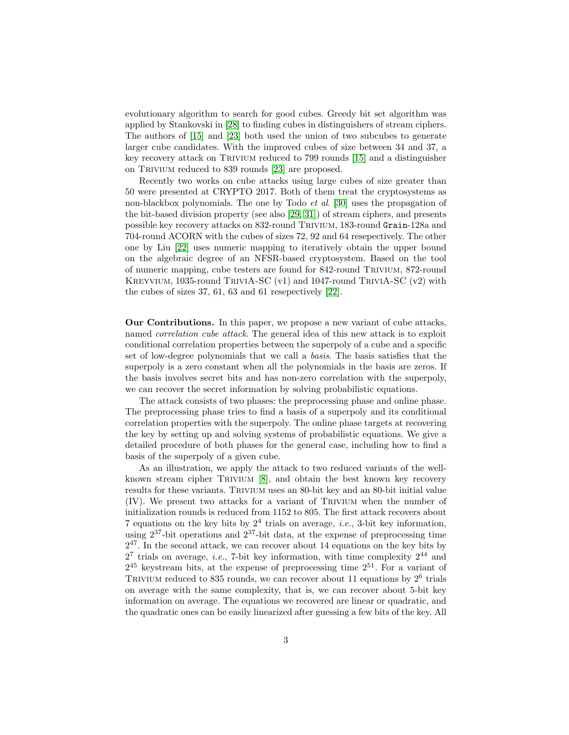evolutionary algorithm to search for good cubes. Greedy bit set algorithm was applied by Stankovski in [28] to finding cubes in distinguishers of stream ciphers. The authors of [15] and [23] both used the union of two subcubes to generate larger cube candidates. With the improved cubes of size between 34 and 37, a key recovery attack on Trivium reduced to 799 rounds [15] and a distinguisher on Trivium reduced to 839 rounds [23] are proposed.

Recently two works on cube attacks using large cubes of size greater than 50 were presented at CRYPTO 2017. Both of them treat the cryptosystems as non-blackbox polynomials. The one by Todo *et al.* [30] uses the propagation of the bit-based division property (see also [29, 31]) of stream ciphers, and presents possible key recovery attacks on 832-round Trivium, 183-round Grain-128a and 704-round ACORN with the cubes of sizes 72, 92 and 64 resepectively. The other one by Liu [22] uses numeric mapping to iteratively obtain the upper bound on the algebraic degree of an NFSR-based cryptosystem. Based on the tool of numeric mapping, cube testers are found for 842-round Trivium, 872-round Kreyvium, 1035-round TriviA-SC (v1) and 1047-round TriviA-SC (v2) with the cubes of sizes 37, 61, 63 and 61 resepectively [22].

**Our Contributions.** In this paper, we propose a new variant of cube attacks, named *correlation cube attack*. The general idea of this new attack is to exploit conditional correlation properties between the superpoly of a cube and a specific set of low-degree polynomials that we call a *basis*. The basis satisfies that the superpoly is a zero constant when all the polynomials in the basis are zeros. If the basis involves secret bits and has non-zero correlation with the superpoly, we can recover the secret information by solving probabilistic equations.

The attack consists of two phases: the preprocessing phase and online phase. The preprocessing phase tries to find a basis of a superpoly and its conditional correlation properties with the superpoly. The online phase targets at recovering the key by setting up and solving systems of probabilistic equations. We give a detailed procedure of both phases for the general case, including how to find a basis of the superpoly of a given cube.

As an illustration, we apply the attack to two reduced variants of the well-known stream cipher Trivium [8], and obtain the best known key recovery results for these variants. Trivium uses an 80-bit key and an 80-bit initial value (IV). We present two attacks for a variant of Trivium when the number of initialization rounds is reduced from 1152 to 805. The first attack recovers about 7 equations on the key bits by $2^4$ trials on average, *i.e.*, 3-bit key information, using $2^{37}$-bit operations and $2^{37}$-bit data, at the expense of preprocessing time $2^{47}$. In the second attack, we can recover about 14 equations on the key bits by $2^7$ trials on average, *i.e.*, 7-bit key information, with time complexity $2^{44}$ and $2^{45}$ keystream bits, at the expense of preprocessing time $2^{51}$. For a variant of Trivium reduced to 835 rounds, we can recover about 11 equations by $2^6$ trials on average with the same complexity, that is, we can recover about 5-bit key information on average. The equations we recovered are linear or quadratic, and the quadratic ones can be easily linearized after guessing a few bits of the key. All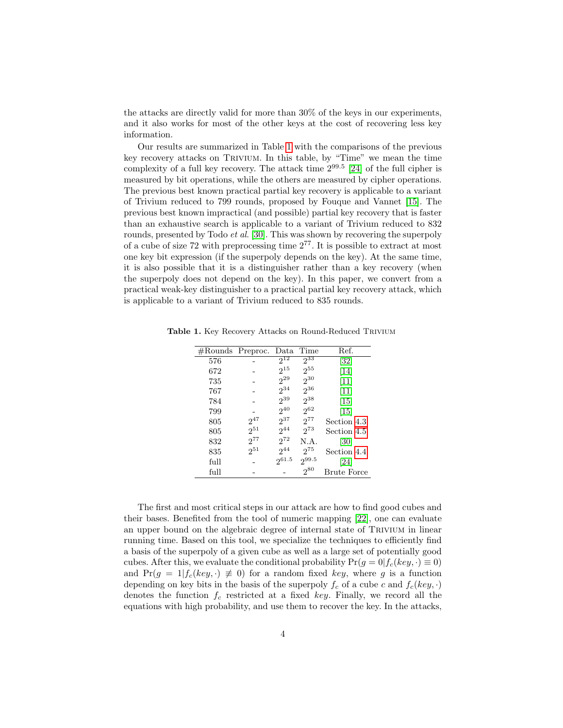the attacks are directly valid for more than 30% of the keys in our experiments, and it also works for most of the other keys at the cost of recovering less key information.

Our results are summarized in Table 1 with the comparisons of the previous key recovery attacks on Trivium. In this table, by "Time" we mean the time complexity of a full key recovery. The attack time $2^{99.5}$ [24] of the full cipher is measured by bit operations, while the others are measured by cipher operations. The previous best known practical partial key recovery is applicable to a variant of Trivium reduced to 799 rounds, proposed by Fouque and Vannet [15]. The previous best known impractical (and possible) partial key recovery that is faster than an exhaustive search is applicable to a variant of Trivium reduced to 832 rounds, presented by Todo *et al.* [30]. This was shown by recovering the superpoly of a cube of size 72 with preprocessing time $2^{77}$. It is possible to extract at most one key bit expression (if the superpoly depends on the key). At the same time, it is also possible that it is a distinguisher rather than a key recovery (when the superpoly does not depend on the key). In this paper, we convert from a practical weak-key distinguisher to a practical partial key recovery attack, which is applicable to a variant of Trivium reduced to 835 rounds.

**Table 1.** Key Recovery Attacks on Round-Reduced Trivium

| #Rounds | Preproc. | Data | Time | Ref. |
|---|---|---|---|---|
| 576 | - | $2^{12}$ | $2^{33}$ | [32] |
| 672 | - | $2^{15}$ | $2^{55}$ | [14] |
| 735 | - | $2^{29}$ | $2^{30}$ | [11] |
| 767 | - | $2^{34}$ | $2^{36}$ | [11] |
| 784 | - | $2^{39}$ | $2^{38}$ | [15] |
| 799 | - | $2^{40}$ | $2^{62}$ | [15] |
| 805 | $2^{47}$ | $2^{37}$ | $2^{77}$ | Section 4.3 |
| 805 | $2^{51}$ | $2^{44}$ | $2^{73}$ | Section 4.5 |
| 832 | $2^{77}$ | $2^{72}$ | N.A. | [30] |
| 835 | $2^{51}$ | $2^{44}$ | $2^{75}$ | Section 4.4 |
| full | - | $2^{61.5}$ | $2^{99.5}$ | [24] |
| full | - | - | $2^{80}$ | Brute Force |

The first and most critical steps in our attack are how to find good cubes and their bases. Benefited from the tool of numeric mapping [22], one can evaluate an upper bound on the algebraic degree of internal state of Trivium in linear running time. Based on this tool, we specialize the techniques to efficiently find a basis of the superpoly of a given cube as well as a large set of potentially good cubes. After this, we evaluate the conditional probability $\Pr(g = 0|f_c(key, \cdot) \equiv 0)$ and $\Pr(g = 1|f_c(key, \cdot) \not\equiv 0)$ for a random fixed *key*, where $g$ is a function depending on key bits in the basis of the superpoly $f_c$ of a cube $c$ and $f_c(key, \cdot)$ denotes the function $f_c$ restricted at a fixed *key*. Finally, we record all the equations with high probability, and use them to recover the key. In the attacks,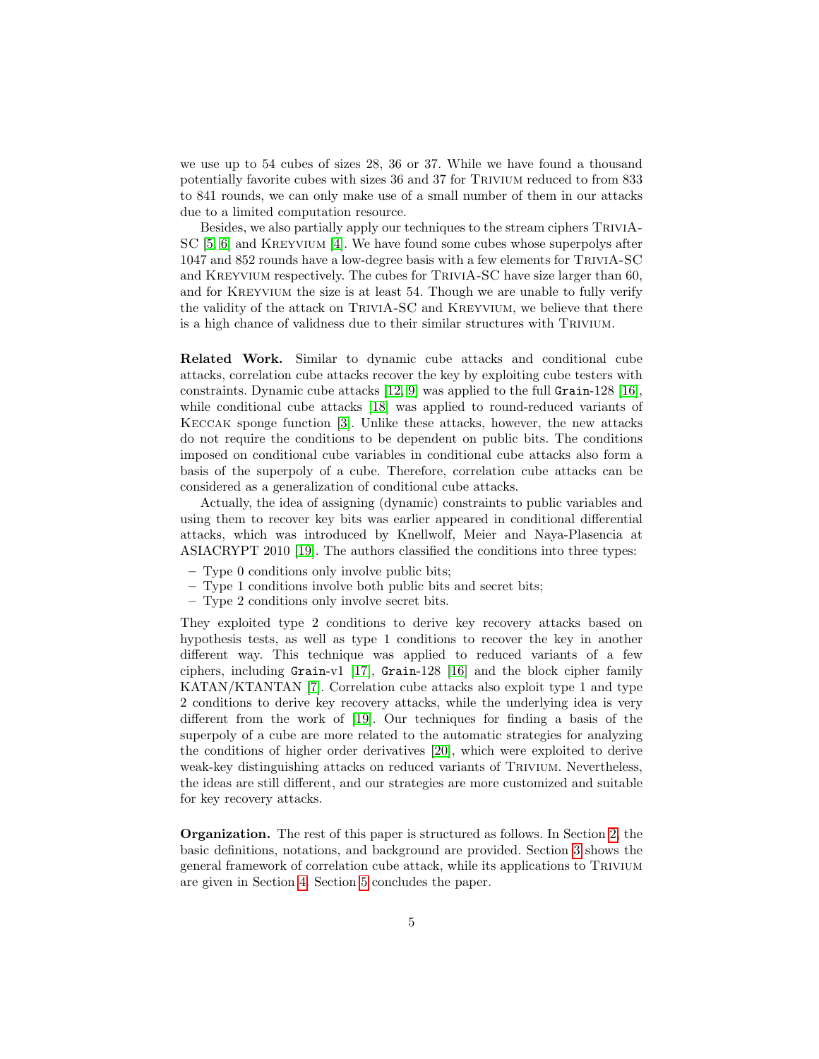we use up to 54 cubes of sizes 28, 36 or 37. While we have found a thousand potentially favorite cubes with sizes 36 and 37 for Trivium reduced to from 833 to 841 rounds, we can only make use of a small number of them in our attacks due to a limited computation resource.

Besides, we also partially apply our techniques to the stream ciphers TriviA-SC [5, 6] and Kreyvium [4]. We have found some cubes whose superpolys after 1047 and 852 rounds have a low-degree basis with a few elements for TriviA-SC and Kreyvium respectively. The cubes for TriviA-SC have size larger than 60, and for Kreyvium the size is at least 54. Though we are unable to fully verify the validity of the attack on TriviA-SC and Kreyvium, we believe that there is a high chance of validness due to their similar structures with Trivium.

**Related Work.** Similar to dynamic cube attacks and conditional cube attacks, correlation cube attacks recover the key by exploiting cube testers with constraints. Dynamic cube attacks [12, 9] was applied to the full `Grain`-128 [16], while conditional cube attacks [18] was applied to round-reduced variants of Keccak sponge function [3]. Unlike these attacks, however, the new attacks do not require the conditions to be dependent on public bits. The conditions imposed on conditional cube variables in conditional cube attacks also form a basis of the superpoly of a cube. Therefore, correlation cube attacks can be considered as a generalization of conditional cube attacks.

Actually, the idea of assigning (dynamic) constraints to public variables and using them to recover key bits was earlier appeared in conditional differential attacks, which was introduced by Knellwolf, Meier and Naya-Plasencia at ASIACRYPT 2010 [19]. The authors classified the conditions into three types:

– Type 0 conditions only involve public bits;
– Type 1 conditions involve both public bits and secret bits;
– Type 2 conditions only involve secret bits.

They exploited type 2 conditions to derive key recovery attacks based on hypothesis tests, as well as type 1 conditions to recover the key in another different way. This technique was applied to reduced variants of a few ciphers, including `Grain`-v1 [17], `Grain`-128 [16] and the block cipher family KATAN/KTANTAN [7]. Correlation cube attacks also exploit type 1 and type 2 conditions to derive key recovery attacks, while the underlying idea is very different from the work of [19]. Our techniques for finding a basis of the superpoly of a cube are more related to the automatic strategies for analyzing the conditions of higher order derivatives [20], which were exploited to derive weak-key distinguishing attacks on reduced variants of Trivium. Nevertheless, the ideas are still different, and our strategies are more customized and suitable for key recovery attacks.

**Organization.** The rest of this paper is structured as follows. In Section 2, the basic definitions, notations, and background are provided. Section 3 shows the general framework of correlation cube attack, while its applications to Trivium are given in Section 4. Section 5 concludes the paper.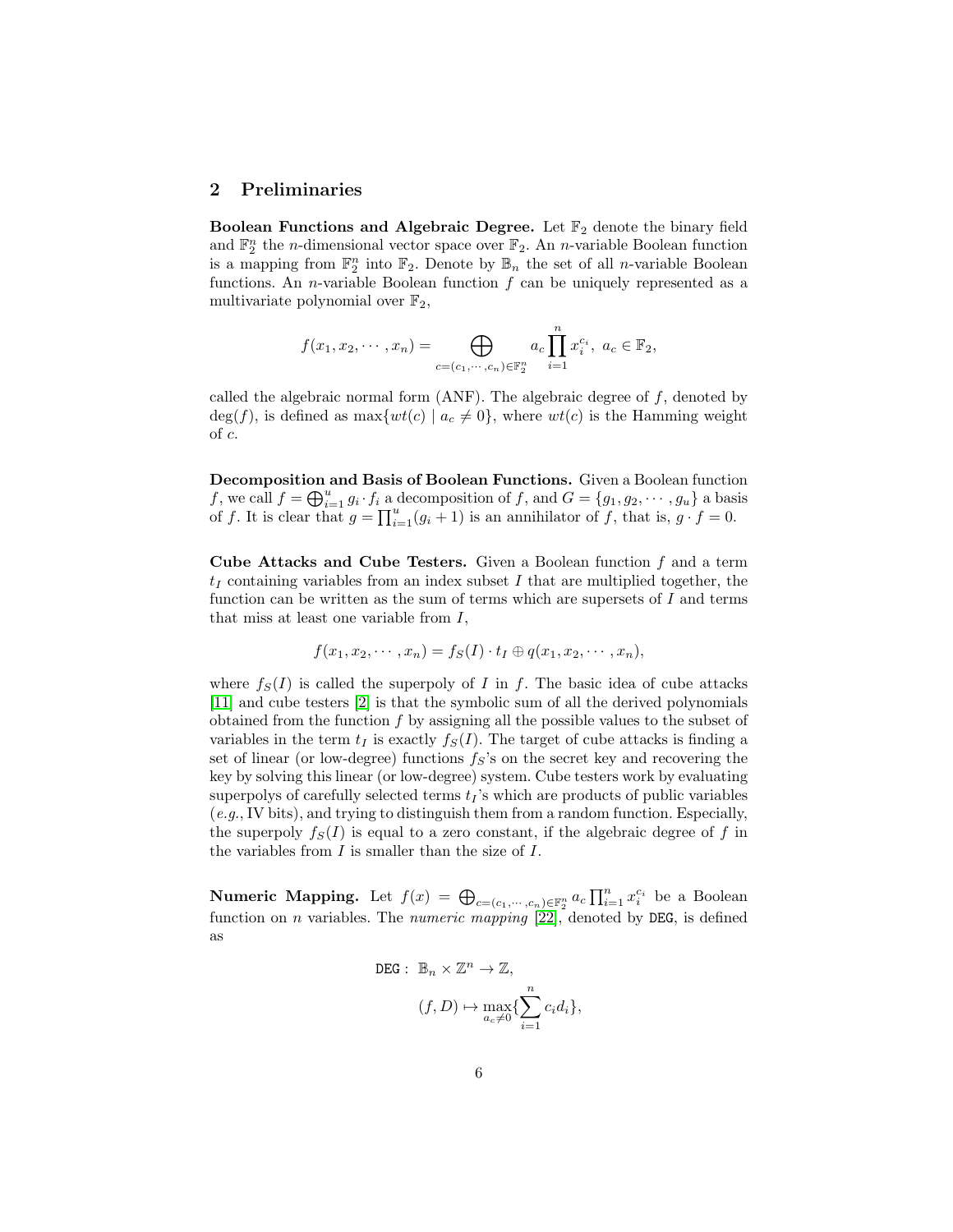## 2 Preliminaries

**Boolean Functions and Algebraic Degree.** Let $\mathbb{F}_2$ denote the binary field and $\mathbb{F}_2^n$ the $n$-dimensional vector space over $\mathbb{F}_2$. An $n$-variable Boolean function is a mapping from $\mathbb{F}_2^n$ into $\mathbb{F}_2$. Denote by $\mathbb{B}_n$ the set of all $n$-variable Boolean functions. An $n$-variable Boolean function $f$ can be uniquely represented as a multivariate polynomial over $\mathbb{F}_2$,

$$f(x_1, x_2, \cdots, x_n) = \bigoplus_{c=(c_1,\cdots,c_n)\in\mathbb{F}_2^n} a_c \prod_{i=1}^{n} x_i^{c_i},\ a_c \in \mathbb{F}_2,$$

called the algebraic normal form (ANF). The algebraic degree of $f$, denoted by $\deg(f)$, is defined as $\max\{wt(c) \mid a_c \neq 0\}$, where $wt(c)$ is the Hamming weight of $c$.

**Decomposition and Basis of Boolean Functions.** Given a Boolean function $f$, we call $f = \bigoplus_{i=1}^{u} g_i \cdot f_i$ a decomposition of $f$, and $G = \{g_1, g_2, \cdots, g_u\}$ a basis of $f$. It is clear that $g = \prod_{i=1}^{u}(g_i + 1)$ is an annihilator of $f$, that is, $g \cdot f = 0$.

**Cube Attacks and Cube Testers.** Given a Boolean function $f$ and a term $t_I$ containing variables from an index subset $I$ that are multiplied together, the function can be written as the sum of terms which are supersets of $I$ and terms that miss at least one variable from $I$,

$$f(x_1, x_2, \cdots, x_n) = f_S(I) \cdot t_I \oplus q(x_1, x_2, \cdots, x_n),$$

where $f_S(I)$ is called the superpoly of $I$ in $f$. The basic idea of cube attacks [11] and cube testers [2] is that the symbolic sum of all the derived polynomials obtained from the function $f$ by assigning all the possible values to the subset of variables in the term $t_I$ is exactly $f_S(I)$. The target of cube attacks is finding a set of linear (or low-degree) functions $f_S$'s on the secret key and recovering the key by solving this linear (or low-degree) system. Cube testers work by evaluating superpolys of carefully selected terms $t_I$'s which are products of public variables (*e.g.*, IV bits), and trying to distinguish them from a random function. Especially, the superpoly $f_S(I)$ is equal to a zero constant, if the algebraic degree of $f$ in the variables from $I$ is smaller than the size of $I$.

**Numeric Mapping.** Let $f(x) = \bigoplus_{c=(c_1,\cdots,c_n)\in\mathbb{F}_2^n} a_c \prod_{i=1}^{n} x_i^{c_i}$ be a Boolean function on $n$ variables. The *numeric mapping* [22], denoted by $\texttt{DEG}$, is defined as

$$\begin{aligned} \texttt{DEG}:\ & \mathbb{B}_n \times \mathbb{Z}^n \to \mathbb{Z}, \\ & (f, D) \mapsto \max_{a_c \neq 0}\{\sum_{i=1}^{n} c_i d_i\}, \end{aligned}$$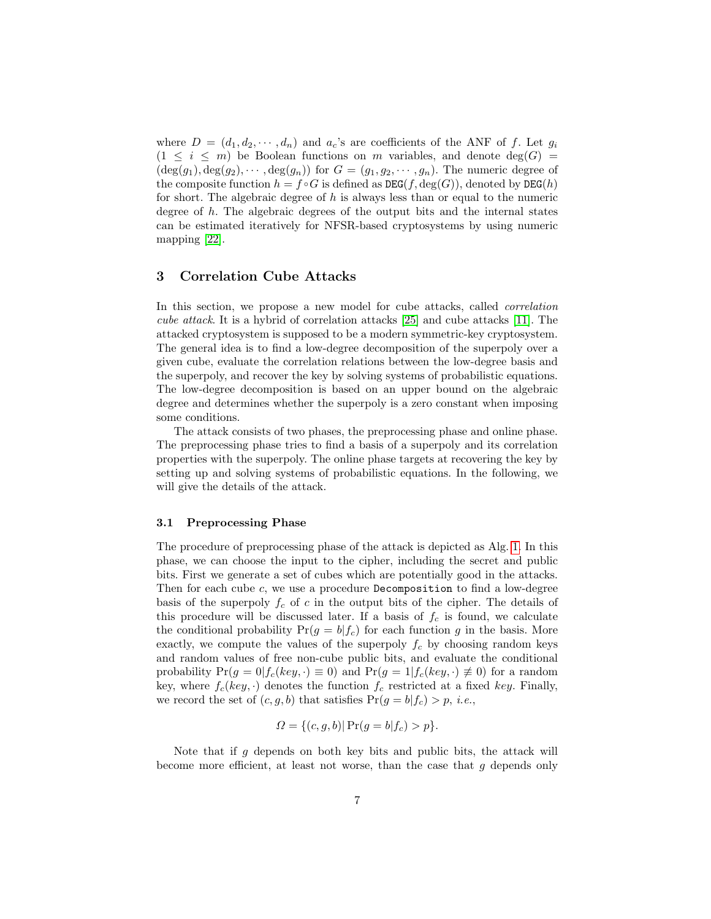where $D = (d_1, d_2, \cdots, d_n)$ and $a_c$'s are coefficients of the ANF of $f$. Let $g_i$ $(1 \leq i \leq m)$ be Boolean functions on $m$ variables, and denote $\deg(G) = (\deg(g_1), \deg(g_2), \cdots, \deg(g_n))$ for $G = (g_1, g_2, \cdots, g_n)$. The numeric degree of the composite function $h = f \circ G$ is defined as $\texttt{DEG}(f, \deg(G))$, denoted by $\texttt{DEG}(h)$ for short. The algebraic degree of $h$ is always less than or equal to the numeric degree of $h$. The algebraic degrees of the output bits and the internal states can be estimated iteratively for NFSR-based cryptosystems by using numeric mapping [22].

## 3 Correlation Cube Attacks

In this section, we propose a new model for cube attacks, called *correlation cube attack*. It is a hybrid of correlation attacks [25] and cube attacks [11]. The attacked cryptosystem is supposed to be a modern symmetric-key cryptosystem. The general idea is to find a low-degree decomposition of the superpoly over a given cube, evaluate the correlation relations between the low-degree basis and the superpoly, and recover the key by solving systems of probabilistic equations. The low-degree decomposition is based on an upper bound on the algebraic degree and determines whether the superpoly is a zero constant when imposing some conditions.

The attack consists of two phases, the preprocessing phase and online phase. The preprocessing phase tries to find a basis of a superpoly and its correlation properties with the superpoly. The online phase targets at recovering the key by setting up and solving systems of probabilistic equations. In the following, we will give the details of the attack.

### 3.1 Preprocessing Phase

The procedure of preprocessing phase of the attack is depicted as Alg. 1. In this phase, we can choose the input to the cipher, including the secret and public bits. First we generate a set of cubes which are potentially good in the attacks. Then for each cube $c$, we use a procedure `Decomposition` to find a low-degree basis of the superpoly $f_c$ of $c$ in the output bits of the cipher. The details of this procedure will be discussed later. If a basis of $f_c$ is found, we calculate the conditional probability $\Pr(g = b | f_c)$ for each function $g$ in the basis. More exactly, we compute the values of the superpoly $f_c$ by choosing random keys and random values of free non-cube public bits, and evaluate the conditional probability $\Pr(g = 0 | f_c(key, \cdot) \equiv 0)$ and $\Pr(g = 1 | f_c(key, \cdot) \not\equiv 0)$ for a random key, where $f_c(key, \cdot)$ denotes the function $f_c$ restricted at a fixed *key*. Finally, we record the set of $(c, g, b)$ that satisfies $\Pr(g = b | f_c) > p$, *i.e.*,

$$\Omega = \{(c, g, b) | \Pr(g = b | f_c) > p\}.$$

Note that if $g$ depends on both key bits and public bits, the attack will become more efficient, at least not worse, than the case that $g$ depends only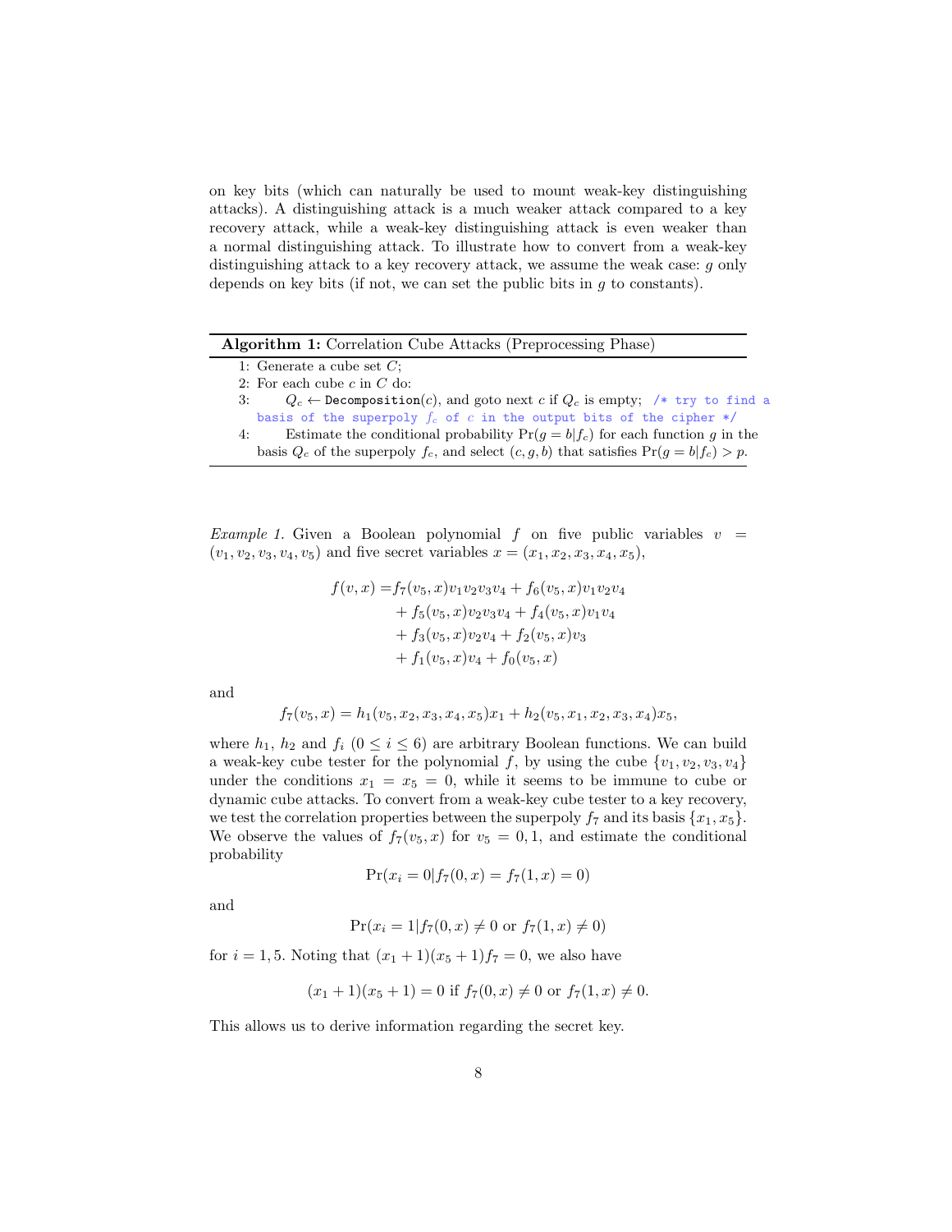on key bits (which can naturally be used to mount weak-key distinguishing attacks). A distinguishing attack is a much weaker attack compared to a key recovery attack, while a weak-key distinguishing attack is even weaker than a normal distinguishing attack. To illustrate how to convert from a weak-key distinguishing attack to a key recovery attack, we assume the weak case: $g$ only depends on key bits (if not, we can set the public bits in $g$ to constants).

**Algorithm 1:** Correlation Cube Attacks (Preprocessing Phase)

1: Generate a cube set $C$;
2: For each cube $c$ in $C$ do:
3: $\quad Q_c \leftarrow$ `Decomposition`$(c)$, and goto next $c$ if $Q_c$ is empty; `/* try to find a basis of the superpoly` $f_c$ `of` $c$ `in the output bits of the cipher */`
4: $\quad$ Estimate the conditional probability $\Pr(g = b|f_c)$ for each function $g$ in the basis $Q_c$ of the superpoly $f_c$, and select $(c, g, b)$ that satisfies $\Pr(g = b|f_c) > p$.

*Example 1.* Given a Boolean polynomial $f$ on five public variables $v = (v_1, v_2, v_3, v_4, v_5)$ and five secret variables $x = (x_1, x_2, x_3, x_4, x_5)$,

$$
\begin{aligned}
f(v, x) =& f_7(v_5, x)v_1v_2v_3v_4 + f_6(v_5, x)v_1v_2v_4 \\
&+ f_5(v_5, x)v_2v_3v_4 + f_4(v_5, x)v_1v_4 \\
&+ f_3(v_5, x)v_2v_4 + f_2(v_5, x)v_3 \\
&+ f_1(v_5, x)v_4 + f_0(v_5, x)
\end{aligned}
$$

and

$$f_7(v_5, x) = h_1(v_5, x_2, x_3, x_4, x_5)x_1 + h_2(v_5, x_1, x_2, x_3, x_4)x_5,$$

where $h_1$, $h_2$ and $f_i$ $(0 \le i \le 6)$ are arbitrary Boolean functions. We can build a weak-key cube tester for the polynomial $f$, by using the cube $\{v_1, v_2, v_3, v_4\}$ under the conditions $x_1 = x_5 = 0$, while it seems to be immune to cube or dynamic cube attacks. To convert from a weak-key cube tester to a key recovery, we test the correlation properties between the superpoly $f_7$ and its basis $\{x_1, x_5\}$. We observe the values of $f_7(v_5, x)$ for $v_5 = 0, 1$, and estimate the conditional probability

$$\Pr(x_i = 0|f_7(0, x) = f_7(1, x) = 0)$$

and

$$\Pr(x_i = 1|f_7(0, x) \neq 0 \text{ or } f_7(1, x) \neq 0)$$

for $i = 1, 5$. Noting that $(x_1 + 1)(x_5 + 1)f_7 = 0$, we also have

$$(x_1 + 1)(x_5 + 1) = 0 \text{ if } f_7(0, x) \neq 0 \text{ or } f_7(1, x) \neq 0.$$

This allows us to derive information regarding the secret key.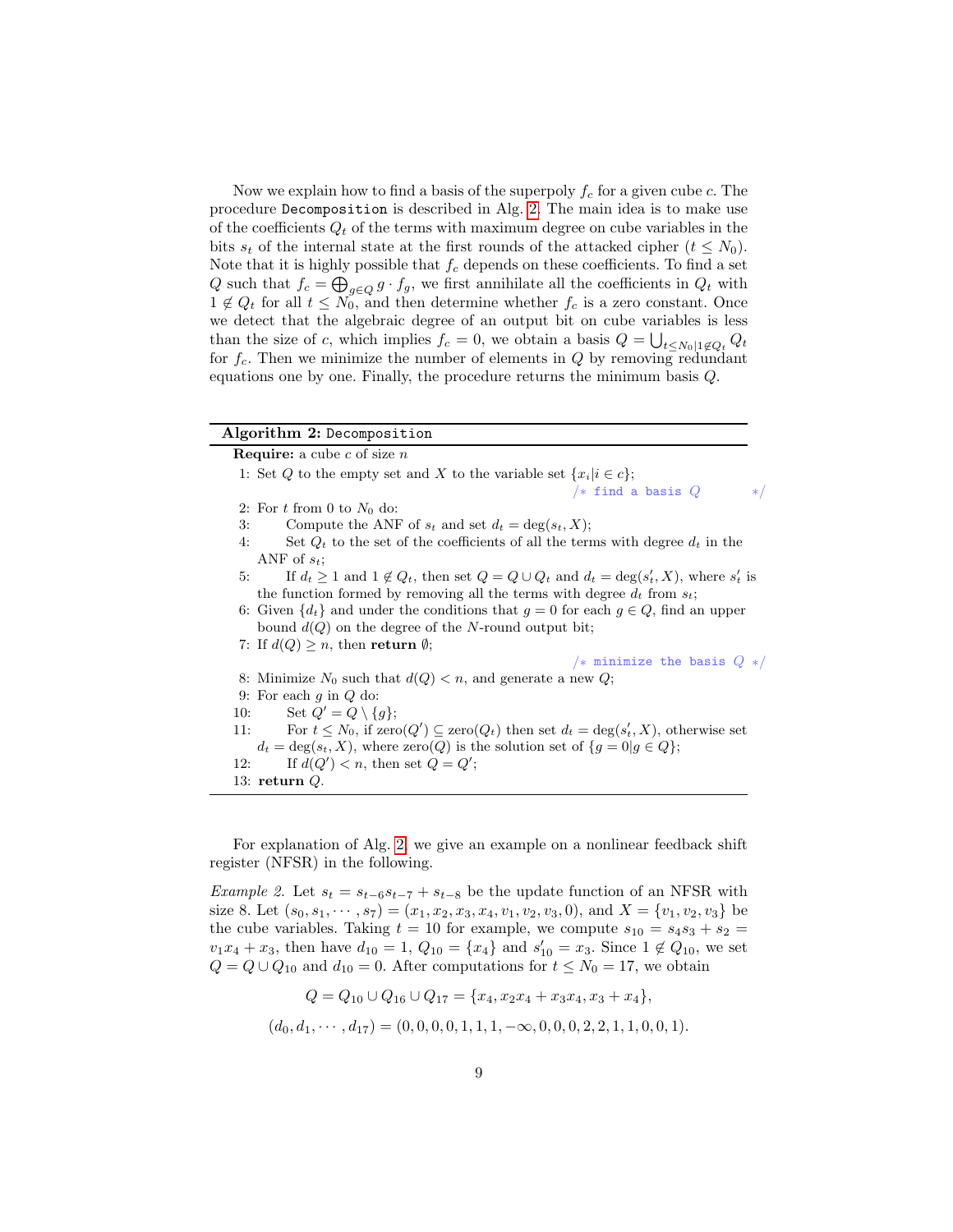Now we explain how to find a basis of the superpoly $f_c$ for a given cube $c$. The procedure `Decomposition` is described in Alg. 2. The main idea is to make use of the coefficients $Q_t$ of the terms with maximum degree on cube variables in the bits $s_t$ of the internal state at the first rounds of the attacked cipher ($t \leq N_0$). Note that it is highly possible that $f_c$ depends on these coefficients. To find a set $Q$ such that $f_c = \bigoplus_{g \in Q} g \cdot f_g$, we first annihilate all the coefficients in $Q_t$ with $1 \notin Q_t$ for all $t \leq N_0$, and then determine whether $f_c$ is a zero constant. Once we detect that the algebraic degree of an output bit on cube variables is less than the size of $c$, which implies $f_c = 0$, we obtain a basis $Q = \bigcup_{t \leq N_0 | 1 \notin Q_t} Q_t$ for $f_c$. Then we minimize the number of elements in $Q$ by removing redundant equations one by one. Finally, the procedure returns the minimum basis $Q$.

---

**Algorithm 2:** `Decomposition`

---

**Require:** a cube $c$ of size $n$

1: Set $Q$ to the empty set and $X$ to the variable set $\{x_i | i \in c\}$;

/* find a basis $Q$ */

2: For $t$ from 0 to $N_0$ do:

3: Compute the ANF of $s_t$ and set $d_t = \deg(s_t, X)$;

4: Set $Q_t$ to the set of the coefficients of all the terms with degree $d_t$ in the ANF of $s_t$;

5: If $d_t \geq 1$ and $1 \notin Q_t$, then set $Q = Q \cup Q_t$ and $d_t = \deg(s'_t, X)$, where $s'_t$ is the function formed by removing all the terms with degree $d_t$ from $s_t$;

6: Given $\{d_t\}$ and under the conditions that $g = 0$ for each $g \in Q$, find an upper bound $d(Q)$ on the degree of the $N$-round output bit;

7: If $d(Q) \geq n$, then **return** $\emptyset$;

/* minimize the basis $Q$ */

8: Minimize $N_0$ such that $d(Q) < n$, and generate a new $Q$;

9: For each $g$ in $Q$ do:

10: Set $Q' = Q \setminus \{g\}$;

11: For $t \leq N_0$, if $\text{zero}(Q') \subseteq \text{zero}(Q_t)$ then set $d_t = \deg(s'_t, X)$, otherwise set $d_t = \deg(s_t, X)$, where $\text{zero}(Q)$ is the solution set of $\{g = 0 | g \in Q\}$;

12: If $d(Q') < n$, then set $Q = Q'$;

13: **return** $Q$.

---

For explanation of Alg. 2, we give an example on a nonlinear feedback shift register (NFSR) in the following.

*Example 2.* Let $s_t = s_{t-6}s_{t-7} + s_{t-8}$ be the update function of an NFSR with size 8. Let $(s_0, s_1, \cdots, s_7) = (x_1, x_2, x_3, x_4, v_1, v_2, v_3, 0)$, and $X = \{v_1, v_2, v_3\}$ be the cube variables. Taking $t = 10$ for example, we compute $s_{10} = s_4 s_3 + s_2 = v_1 x_4 + x_3$, then have $d_{10} = 1$, $Q_{10} = \{x_4\}$ and $s'_{10} = x_3$. Since $1 \notin Q_{10}$, we set $Q = Q \cup Q_{10}$ and $d_{10} = 0$. After computations for $t \leq N_0 = 17$, we obtain

$$Q = Q_{10} \cup Q_{16} \cup Q_{17} = \{x_4, x_2x_4 + x_3x_4, x_3 + x_4\},$$

$$(d_0, d_1, \cdots, d_{17}) = (0, 0, 0, 0, 1, 1, 1, -\infty, 0, 0, 0, 2, 2, 1, 1, 0, 0, 1).$$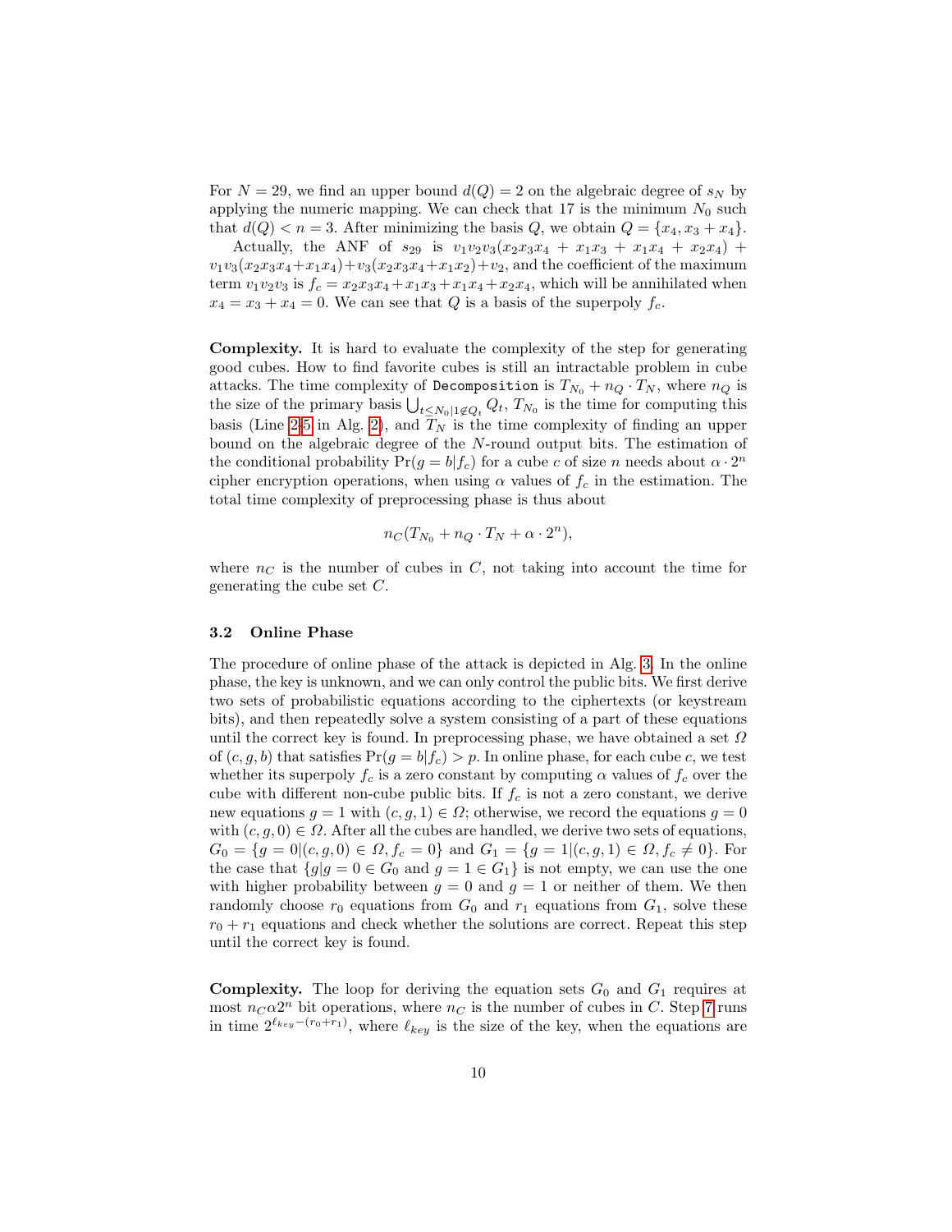For $N = 29$, we find an upper bound $d(Q) = 2$ on the algebraic degree of $s_N$ by applying the numeric mapping. We can check that 17 is the minimum $N_0$ such that $d(Q) < n = 3$. After minimizing the basis $Q$, we obtain $Q = \{x_4, x_3 + x_4\}$.

Actually, the ANF of $s_{29}$ is $v_1v_2v_3(x_2x_3x_4 + x_1x_3 + x_1x_4 + x_2x_4) + v_1v_3(x_2x_3x_4+x_1x_4)+v_3(x_2x_3x_4+x_1x_2)+v_2$, and the coefficient of the maximum term $v_1v_2v_3$ is $f_c = x_2x_3x_4+x_1x_3+x_1x_4+x_2x_4$, which will be annihilated when $x_4 = x_3 + x_4 = 0$. We can see that $Q$ is a basis of the superpoly $f_c$.

**Complexity.** It is hard to evaluate the complexity of the step for generating good cubes. How to find favorite cubes is still an intractable problem in cube attacks. The time complexity of `Decomposition` is $T_{N_0} + n_Q \cdot T_N$, where $n_Q$ is the size of the primary basis $\bigcup_{t \le N_0 | 1 \notin Q_t} Q_t$, $T_{N_0}$ is the time for computing this basis (Line 2-5 in Alg. 2), and $T_N$ is the time complexity of finding an upper bound on the algebraic degree of the $N$-round output bits. The estimation of the conditional probability $\Pr(g = b|f_c)$ for a cube $c$ of size $n$ needs about $\alpha \cdot 2^n$ cipher encryption operations, when using $\alpha$ values of $f_c$ in the estimation. The total time complexity of preprocessing phase is thus about

$$n_C(T_{N_0} + n_Q \cdot T_N + \alpha \cdot 2^n),$$

where $n_C$ is the number of cubes in $C$, not taking into account the time for generating the cube set $C$.

### 3.2 Online Phase

The procedure of online phase of the attack is depicted in Alg. 3. In the online phase, the key is unknown, and we can only control the public bits. We first derive two sets of probabilistic equations according to the ciphertexts (or keystream bits), and then repeatedly solve a system consisting of a part of these equations until the correct key is found. In preprocessing phase, we have obtained a set $\Omega$ of $(c, g, b)$ that satisfies $\Pr(g = b|f_c) > p$. In online phase, for each cube $c$, we test whether its superpoly $f_c$ is a zero constant by computing $\alpha$ values of $f_c$ over the cube with different non-cube public bits. If $f_c$ is not a zero constant, we derive new equations $g = 1$ with $(c, g, 1) \in \Omega$; otherwise, we record the equations $g = 0$ with $(c, g, 0) \in \Omega$. After all the cubes are handled, we derive two sets of equations, $G_0 = \{g = 0|(c, g, 0) \in \Omega, f_c = 0\}$ and $G_1 = \{g = 1|(c, g, 1) \in \Omega, f_c \neq 0\}$. For the case that $\{g|g = 0 \in G_0 \text{ and } g = 1 \in G_1\}$ is not empty, we can use the one with higher probability between $g = 0$ and $g = 1$ or neither of them. We then randomly choose $r_0$ equations from $G_0$ and $r_1$ equations from $G_1$, solve these $r_0 + r_1$ equations and check whether the solutions are correct. Repeat this step until the correct key is found.

**Complexity.** The loop for deriving the equation sets $G_0$ and $G_1$ requires at most $n_C\alpha 2^n$ bit operations, where $n_C$ is the number of cubes in $C$. Step 7 runs in time $2^{\ell_{key}-(r_0+r_1)}$, where $\ell_{key}$ is the size of the key, when the equations are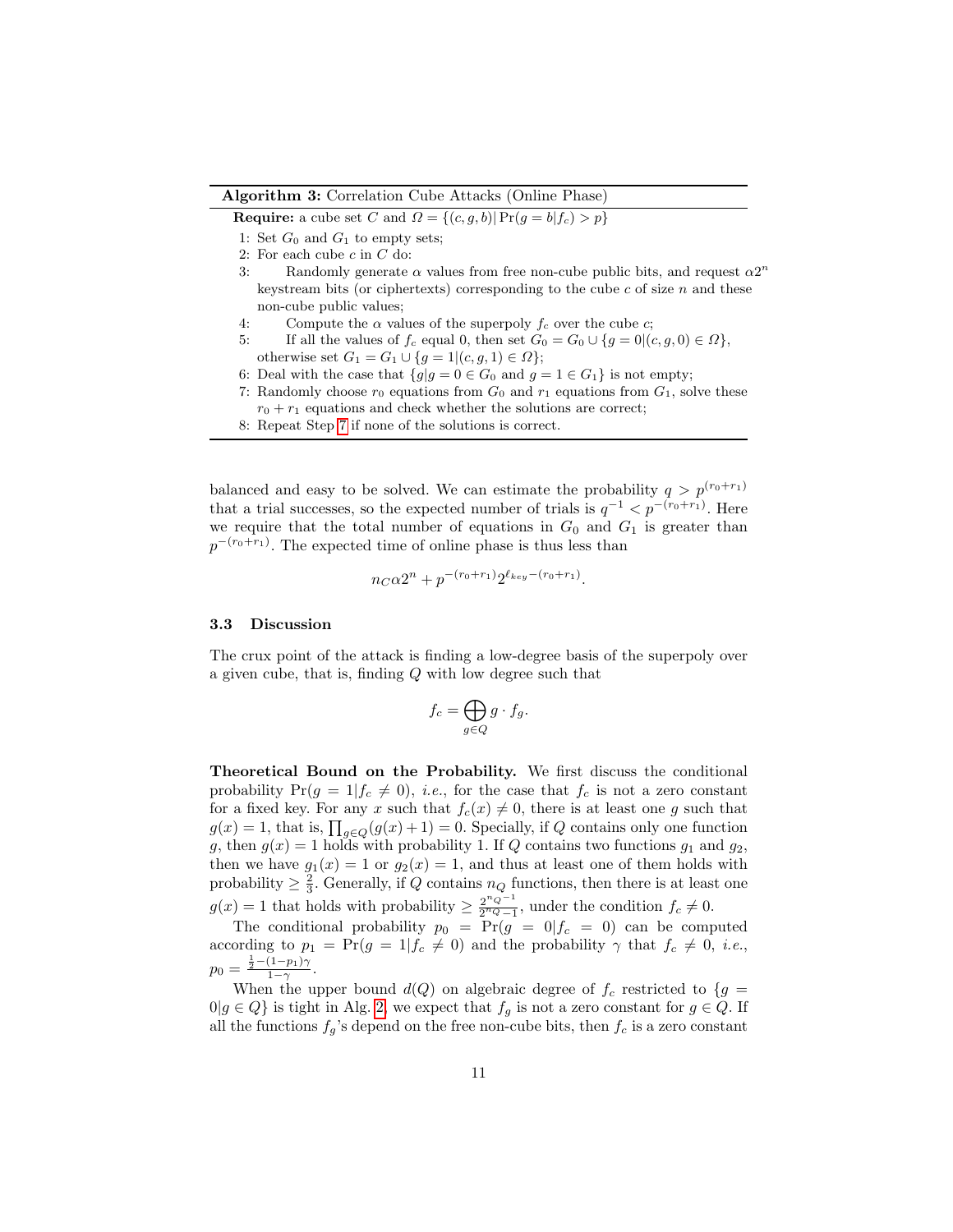**Algorithm 3:** Correlation Cube Attacks (Online Phase)

**Require:** a cube set $C$ and $\Omega = \{(c, g, b) | \Pr(g = b|f_c) > p\}$

1: Set $G_0$ and $G_1$ to empty sets;
2: For each cube $c$ in $C$ do:
3: Randomly generate $\alpha$ values from free non-cube public bits, and request $\alpha 2^n$ keystream bits (or ciphertexts) corresponding to the cube $c$ of size $n$ and these non-cube public values;
4: Compute the $\alpha$ values of the superpoly $f_c$ over the cube $c$;
5: If all the values of $f_c$ equal 0, then set $G_0 = G_0 \cup \{g = 0 | (c, g, 0) \in \Omega\}$, otherwise set $G_1 = G_1 \cup \{g = 1 | (c, g, 1) \in \Omega\}$;
6: Deal with the case that $\{g | g = 0 \in G_0 \text{ and } g = 1 \in G_1\}$ is not empty;
7: Randomly choose $r_0$ equations from $G_0$ and $r_1$ equations from $G_1$, solve these $r_0 + r_1$ equations and check whether the solutions are correct;
8: Repeat Step 7 if none of the solutions is correct.

balanced and easy to be solved. We can estimate the probability $q > p^{(r_0+r_1)}$ that a trial successes, so the expected number of trials is $q^{-1} < p^{-(r_0+r_1)}$. Here we require that the total number of equations in $G_0$ and $G_1$ is greater than $p^{-(r_0+r_1)}$. The expected time of online phase is thus less than

$$n_C \alpha 2^n + p^{-(r_0+r_1)} 2^{\ell_{key} - (r_0+r_1)}.$$

### 3.3 Discussion

The crux point of the attack is finding a low-degree basis of the superpoly over a given cube, that is, finding $Q$ with low degree such that

$$f_c = \bigoplus_{g \in Q} g \cdot f_g.$$

**Theoretical Bound on the Probability.** We first discuss the conditional probability $\Pr(g = 1 | f_c \neq 0)$, *i.e.*, for the case that $f_c$ is not a zero constant for a fixed key. For any $x$ such that $f_c(x) \neq 0$, there is at least one $g$ such that $g(x) = 1$, that is, $\prod_{g \in Q}(g(x) + 1) = 0$. Specially, if $Q$ contains only one function $g$, then $g(x) = 1$ holds with probability 1. If $Q$ contains two functions $g_1$ and $g_2$, then we have $g_1(x) = 1$ or $g_2(x) = 1$, and thus at least one of them holds with probability $\geq \frac{2}{3}$. Generally, if $Q$ contains $n_Q$ functions, then there is at least one $g(x) = 1$ that holds with probability $\geq \frac{2^{n_Q - 1}}{2^{n_Q} - 1}$, under the condition $f_c \neq 0$.

The conditional probability $p_0 = \Pr(g = 0 | f_c = 0)$ can be computed according to $p_1 = \Pr(g = 1 | f_c \neq 0)$ and the probability $\gamma$ that $f_c \neq 0$, *i.e.*, $p_0 = \frac{\frac{1}{2} - (1 - p_1)\gamma}{1 - \gamma}$.

When the upper bound $d(Q)$ on algebraic degree of $f_c$ restricted to $\{g = 0 | g \in Q\}$ is tight in Alg. 2, we expect that $f_g$ is not a zero constant for $g \in Q$. If all the functions $f_g$'s depend on the free non-cube bits, then $f_c$ is a zero constant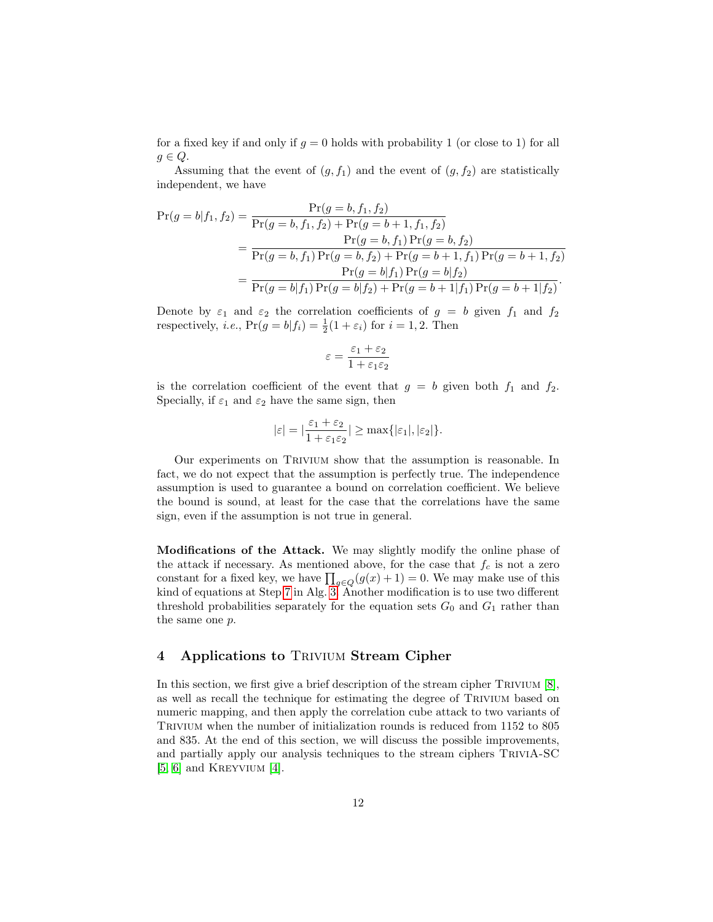for a fixed key if and only if $g = 0$ holds with probability 1 (or close to 1) for all $g \in Q$.

Assuming that the event of $(g, f_1)$ and the event of $(g, f_2)$ are statistically independent, we have

$$
\begin{aligned}
\Pr(g = b|f_1, f_2) &= \frac{\Pr(g = b, f_1, f_2)}{\Pr(g = b, f_1, f_2) + \Pr(g = b + 1, f_1, f_2)} \\
&= \frac{\Pr(g = b, f_1)\Pr(g = b, f_2)}{\Pr(g = b, f_1)\Pr(g = b, f_2) + \Pr(g = b + 1, f_1)\Pr(g = b + 1, f_2)} \\
&= \frac{\Pr(g = b|f_1)\Pr(g = b|f_2)}{\Pr(g = b|f_1)\Pr(g = b|f_2) + \Pr(g = b + 1|f_1)\Pr(g = b + 1|f_2)}.
\end{aligned}
$$

Denote by $\varepsilon_1$ and $\varepsilon_2$ the correlation coefficients of $g = b$ given $f_1$ and $f_2$ respectively, *i.e.*, $\Pr(g = b|f_i) = \frac{1}{2}(1 + \varepsilon_i)$ for $i = 1, 2$. Then

$$
\varepsilon = \frac{\varepsilon_1 + \varepsilon_2}{1 + \varepsilon_1\varepsilon_2}
$$

is the correlation coefficient of the event that $g = b$ given both $f_1$ and $f_2$. Specially, if $\varepsilon_1$ and $\varepsilon_2$ have the same sign, then

$$
|\varepsilon| = |\frac{\varepsilon_1 + \varepsilon_2}{1 + \varepsilon_1\varepsilon_2}| \geq \max\{|\varepsilon_1|, |\varepsilon_2|\}.
$$

Our experiments on Trivium show that the assumption is reasonable. In fact, we do not expect that the assumption is perfectly true. The independence assumption is used to guarantee a bound on correlation coefficient. We believe the bound is sound, at least for the case that the correlations have the same sign, even if the assumption is not true in general.

**Modifications of the Attack.** We may slightly modify the online phase of the attack if necessary. As mentioned above, for the case that $f_c$ is not a zero constant for a fixed key, we have $\prod_{g \in Q}(g(x) + 1) = 0$. We may make use of this kind of equations at Step 7 in Alg. 3. Another modification is to use two different threshold probabilities separately for the equation sets $G_0$ and $G_1$ rather than the same one $p$.

## 4 Applications to Trivium Stream Cipher

In this section, we first give a brief description of the stream cipher Trivium [8], as well as recall the technique for estimating the degree of Trivium based on numeric mapping, and then apply the correlation cube attack to two variants of Trivium when the number of initialization rounds is reduced from 1152 to 805 and 835. At the end of this section, we will discuss the possible improvements, and partially apply our analysis techniques to the stream ciphers TriviA-SC [5, 6] and Kreyvium [4].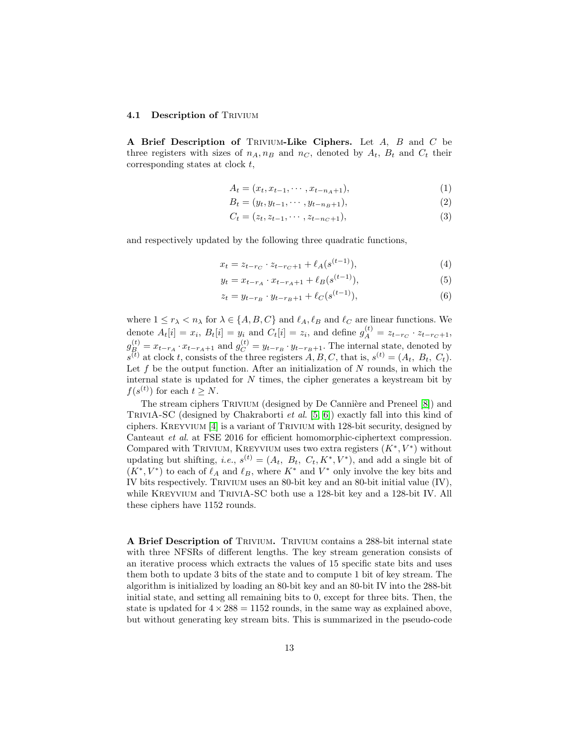### 4.1 Description of Trivium

**A Brief Description of Trivium-Like Ciphers.** Let $A$, $B$ and $C$ be three registers with sizes of $n_A, n_B$ and $n_C$, denoted by $A_t$, $B_t$ and $C_t$ their corresponding states at clock $t$,

$$A_t = (x_t, x_{t-1}, \cdots, x_{t-n_A+1}), \tag{1}$$

$$B_t = (y_t, y_{t-1}, \cdots, y_{t-n_B+1}), \tag{2}$$

$$C_t = (z_t, z_{t-1}, \cdots, z_{t-n_C+1}), \tag{3}$$

and respectively updated by the following three quadratic functions,

$$x_t = z_{t-r_C} \cdot z_{t-r_C+1} + \ell_A(s^{(t-1)}), \tag{4}$$

$$y_t = x_{t-r_A} \cdot x_{t-r_A+1} + \ell_B(s^{(t-1)}), \tag{5}$$

$$z_t = y_{t-r_B} \cdot y_{t-r_B+1} + \ell_C(s^{(t-1)}), \tag{6}$$

where $1 \leq r_\lambda < n_\lambda$ for $\lambda \in \{A, B, C\}$ and $\ell_A, \ell_B$ and $\ell_C$ are linear functions. We denote $A_t[i] = x_i$, $B_t[i] = y_i$ and $C_t[i] = z_i$, and define $g_A^{(t)} = z_{t-r_C} \cdot z_{t-r_C+1}$, $g_B^{(t)} = x_{t-r_A} \cdot x_{t-r_A+1}$ and $g_C^{(t)} = y_{t-r_B} \cdot y_{t-r_B+1}$. The internal state, denoted by $s^{(t)}$ at clock $t$, consists of the three registers $A, B, C$, that is, $s^{(t)} = (A_t,\ B_t,\ C_t)$. Let $f$ be the output function. After an initialization of $N$ rounds, in which the internal state is updated for $N$ times, the cipher generates a keystream bit by $f(s^{(t)})$ for each $t \geq N$.

The stream ciphers Trivium (designed by De Cannière and Preneel [8]) and TriviA-SC (designed by Chakraborti *et al.* [5,6]) exactly fall into this kind of ciphers. Kreyvium [4] is a variant of Trivium with 128-bit security, designed by Canteaut *et al.* at FSE 2016 for efficient homomorphic-ciphertext compression. Compared with Trivium, Kreyvium uses two extra registers $(K^*, V^*)$ without updating but shifting, *i.e.*, $s^{(t)} = (A_t,\ B_t,\ C_t, K^*, V^*)$, and add a single bit of $(K^*, V^*)$ to each of $\ell_A$ and $\ell_B$, where $K^*$ and $V^*$ only involve the key bits and IV bits respectively. Trivium uses an 80-bit key and an 80-bit initial value (IV), while Kreyvium and TriviA-SC both use a 128-bit key and a 128-bit IV. All these ciphers have 1152 rounds.

**A Brief Description of Trivium.** Trivium contains a 288-bit internal state with three NFSRs of different lengths. The key stream generation consists of an iterative process which extracts the values of 15 specific state bits and uses them both to update 3 bits of the state and to compute 1 bit of key stream. The algorithm is initialized by loading an 80-bit key and an 80-bit IV into the 288-bit initial state, and setting all remaining bits to 0, except for three bits. Then, the state is updated for $4 \times 288 = 1152$ rounds, in the same way as explained above, but without generating key stream bits. This is summarized in the pseudo-code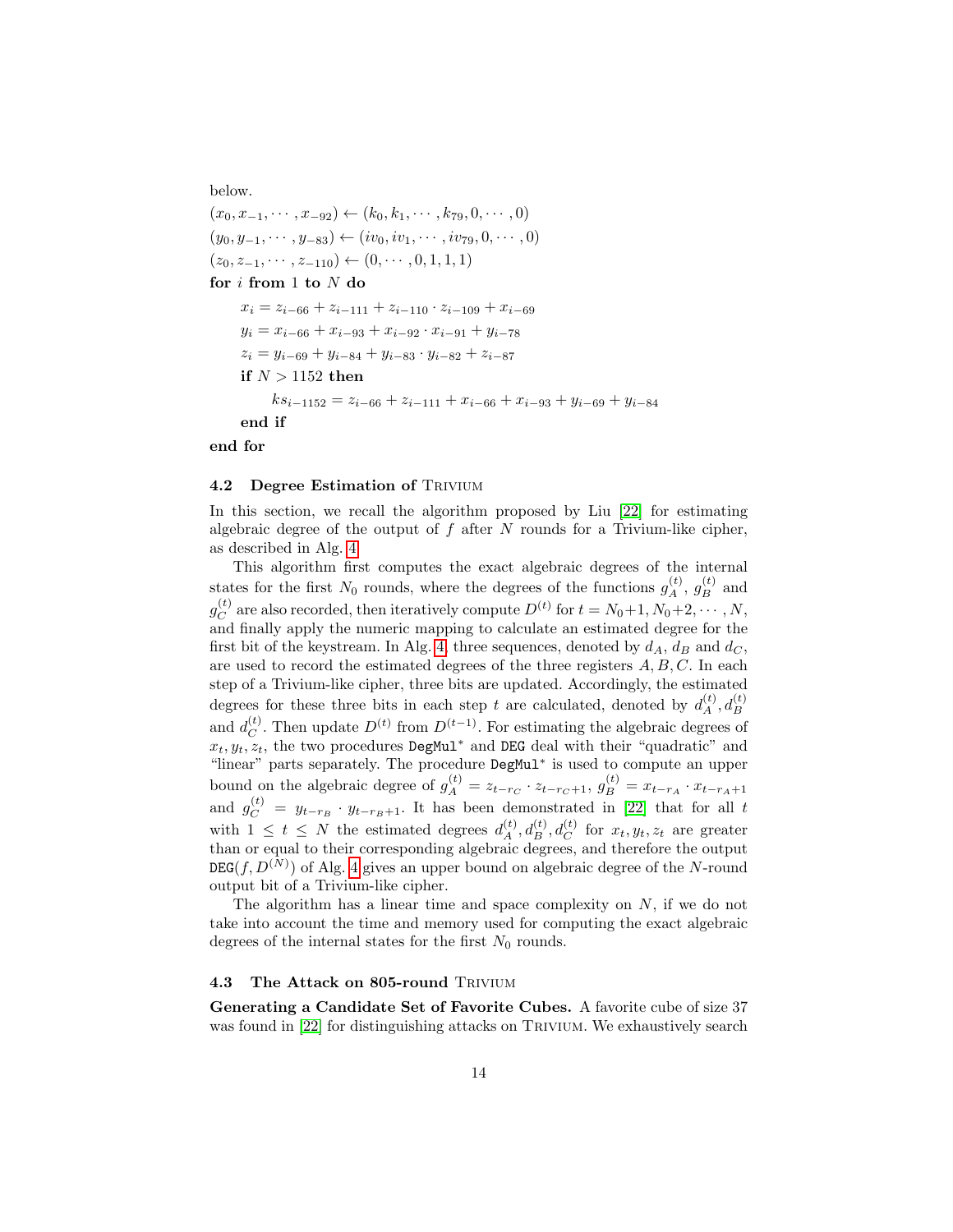below.

$(x_0, x_{-1}, \cdots, x_{-92}) \leftarrow (k_0, k_1, \cdots, k_{79}, 0, \cdots, 0)$

$(y_0, y_{-1}, \cdots, y_{-83}) \leftarrow (iv_0, iv_1, \cdots, iv_{79}, 0, \cdots, 0)$

$(z_0, z_{-1}, \cdots, z_{-110}) \leftarrow (0, \cdots, 0, 1, 1, 1)$

**for** $i$ **from** 1 **to** $N$ **do**

  $x_i = z_{i-66} + z_{i-111} + z_{i-110} \cdot z_{i-109} + x_{i-69}$

  $y_i = x_{i-66} + x_{i-93} + x_{i-92} \cdot x_{i-91} + y_{i-78}$

  $z_i = y_{i-69} + y_{i-84} + y_{i-83} \cdot y_{i-82} + z_{i-87}$

  **if** $N > 1152$ **then**

    $ks_{i-1152} = z_{i-66} + z_{i-111} + x_{i-66} + x_{i-93} + y_{i-69} + y_{i-84}$

  **end if**

**end for**

### 4.2 Degree Estimation of Trivium

In this section, we recall the algorithm proposed by Liu [22] for estimating algebraic degree of the output of $f$ after $N$ rounds for a Trivium-like cipher, as described in Alg. 4.

This algorithm first computes the exact algebraic degrees of the internal states for the first $N_0$ rounds, where the degrees of the functions $g_A^{(t)}$, $g_B^{(t)}$ and $g_C^{(t)}$ are also recorded, then iteratively compute $D^{(t)}$ for $t = N_0+1, N_0+2, \cdots, N$, and finally apply the numeric mapping to calculate an estimated degree for the first bit of the keystream. In Alg. 4, three sequences, denoted by $d_A$, $d_B$ and $d_C$, are used to record the estimated degrees of the three registers $A, B, C$. In each step of a Trivium-like cipher, three bits are updated. Accordingly, the estimated degrees for these three bits in each step $t$ are calculated, denoted by $d_A^{(t)}, d_B^{(t)}$ and $d_C^{(t)}$. Then update $D^{(t)}$ from $D^{(t-1)}$. For estimating the algebraic degrees of $x_t, y_t, z_t$, the two procedures $\texttt{DegMul}^*$ and $\texttt{DEG}$ deal with their "quadratic" and "linear" parts separately. The procedure $\texttt{DegMul}^*$ is used to compute an upper bound on the algebraic degree of $g_A^{(t)} = z_{t-r_C} \cdot z_{t-r_C+1}$, $g_B^{(t)} = x_{t-r_A} \cdot x_{t-r_A+1}$ and $g_C^{(t)} = y_{t-r_B} \cdot y_{t-r_B+1}$. It has been demonstrated in [22] that for all $t$ with $1 \le t \le N$ the estimated degrees $d_A^{(t)}, d_B^{(t)}, d_C^{(t)}$ for $x_t, y_t, z_t$ are greater than or equal to their corresponding algebraic degrees, and therefore the output $\texttt{DEG}(f, D^{(N)})$ of Alg. 4 gives an upper bound on algebraic degree of the $N$-round output bit of a Trivium-like cipher.

The algorithm has a linear time and space complexity on $N$, if we do not take into account the time and memory used for computing the exact algebraic degrees of the internal states for the first $N_0$ rounds.

### 4.3 The Attack on 805-round Trivium

**Generating a Candidate Set of Favorite Cubes.** A favorite cube of size 37 was found in [22] for distinguishing attacks on Trivium. We exhaustively search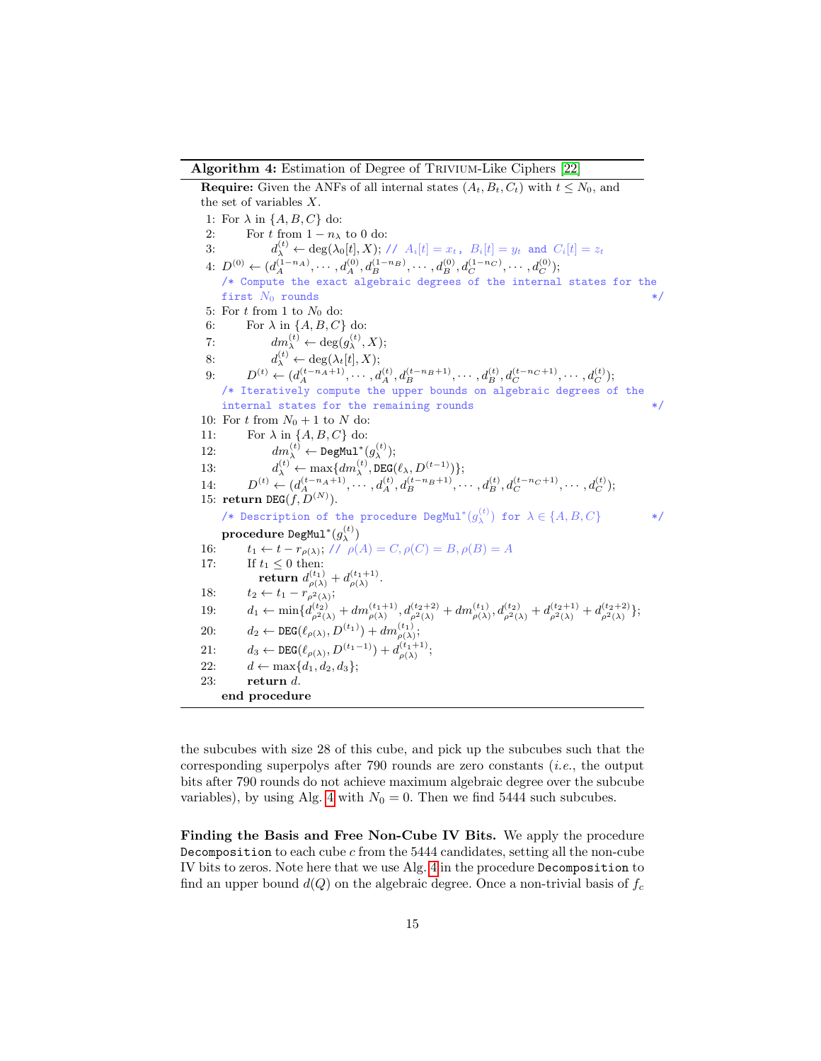**Algorithm 4:** Estimation of Degree of Trivium-Like Ciphers [22]

```
Require: Given the ANFs of all internal states (A_t, B_t, C_t) with t ≤ N_0, and
the set of variables X.
 1: For λ in {A, B, C} do:
 2:     For t from 1 − n_λ to 0 do:
 3:         d_λ^(t) ← deg(λ_0[t], X); // A_i[t] = x_t, B_i[t] = y_t and C_i[t] = z_t
 4: D^(0) ← (d_A^(1−n_A), ···, d_A^(0), d_B^(1−n_B), ···, d_B^(0), d_C^(1−n_C), ···, d_C^(0));
   /* Compute the exact algebraic degrees of the internal states for the
      first N_0 rounds                                                      */
 5: For t from 1 to N_0 do:
 6:     For λ in {A, B, C} do:
 7:         dm_λ^(t) ← deg(g_λ^(t), X);
 8:         d_λ^(t) ← deg(λ_t[t], X);
 9:     D^(t) ← (d_A^(t−n_A+1), ···, d_A^(t), d_B^(t−n_B+1), ···, d_B^(t), d_C^(t−n_C+1), ···, d_C^(t));
   /* Iteratively compute the upper bounds on algebraic degrees of the
      internal states for the remaining rounds                              */
10: For t from N_0 + 1 to N do:
11:     For λ in {A, B, C} do:
12:         dm_λ^(t) ← DegMul*(g_λ^(t));
13:         d_λ^(t) ← max{dm_λ^(t), DEG(ℓ_λ, D^(t−1))};
14:     D^(t) ← (d_A^(t−n_A+1), ···, d_A^(t), d_B^(t−n_B+1), ···, d_B^(t), d_C^(t−n_C+1), ···, d_C^(t));
15: return DEG(f, D^(N)).
   /* Description of the procedure DegMul*(g_λ^(t)) for λ ∈ {A, B, C}        */
   procedure DegMul*(g_λ^(t))
16:     t_1 ← t − r_ρ(λ); // ρ(A) = C, ρ(C) = B, ρ(B) = A
17:     If t_1 ≤ 0 then:
            return d_ρ(λ)^(t_1) + d_ρ(λ)^(t_1+1).
18:     t_2 ← t_1 − r_ρ²(λ);
19:     d_1 ← min{d_ρ²(λ)^(t_2) + dm_ρ(λ)^(t_1+1), d_ρ²(λ)^(t_2+2) + dm_ρ(λ)^(t_1), d_ρ²(λ)^(t_2) + d_ρ²(λ)^(t_2+1) + d_ρ²(λ)^(t_2+2)};
20:     d_2 ← DEG(ℓ_ρ(λ), D^(t_1)) + dm_ρ(λ)^(t_1);
21:     d_3 ← DEG(ℓ_ρ(λ), D^(t_1−1)) + d_ρ(λ)^(t_1+1);
22:     d ← max{d_1, d_2, d_3};
23:     return d.
   end procedure
```

the subcubes with size 28 of this cube, and pick up the subcubes such that the corresponding superpolys after 790 rounds are zero constants (*i.e.*, the output bits after 790 rounds do not achieve maximum algebraic degree over the subcube variables), by using Alg. 4 with $N_0 = 0$. Then we find 5444 such subcubes.

**Finding the Basis and Free Non-Cube IV Bits.** We apply the procedure `Decomposition` to each cube $c$ from the 5444 candidates, setting all the non-cube IV bits to zeros. Note here that we use Alg. 4 in the procedure `Decomposition` to find an upper bound $d(Q)$ on the algebraic degree. Once a non-trivial basis of $f_c$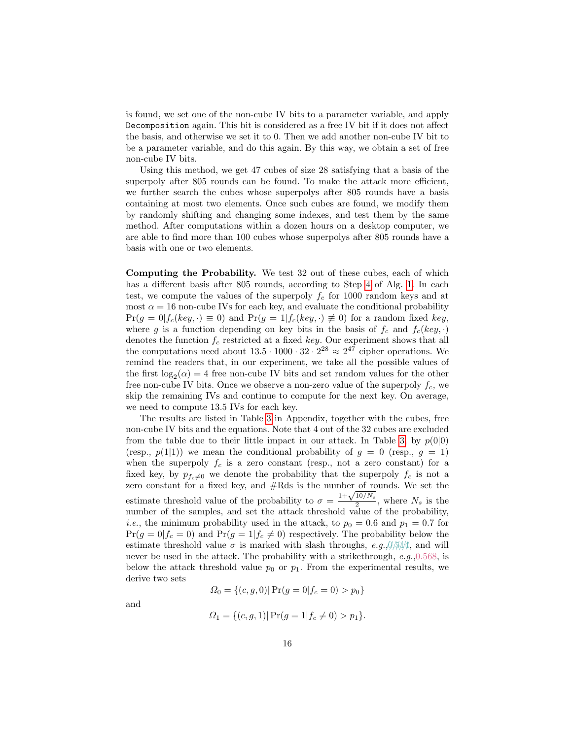is found, we set one of the non-cube IV bits to a parameter variable, and apply `Decomposition` again. This bit is considered as a free IV bit if it does not affect the basis, and otherwise we set it to 0. Then we add another non-cube IV bit to be a parameter variable, and do this again. By this way, we obtain a set of free non-cube IV bits.

Using this method, we get 47 cubes of size 28 satisfying that a basis of the superpoly after 805 rounds can be found. To make the attack more efficient, we further search the cubes whose superpolys after 805 rounds have a basis containing at most two elements. Once such cubes are found, we modify them by randomly shifting and changing some indexes, and test them by the same method. After computations within a dozen hours on a desktop computer, we are able to find more than 100 cubes whose superpolys after 805 rounds have a basis with one or two elements.

**Computing the Probability.** We test 32 out of these cubes, each of which has a different basis after 805 rounds, according to Step 4 of Alg. 1. In each test, we compute the values of the superpoly $f_c$ for 1000 random keys and at most $\alpha = 16$ non-cube IVs for each key, and evaluate the conditional probability $\Pr(g = 0|f_c(key, \cdot) \equiv 0)$ and $\Pr(g = 1|f_c(key, \cdot) \not\equiv 0)$ for a random fixed *key*, where $g$ is a function depending on key bits in the basis of $f_c$ and $f_c(key, \cdot)$ denotes the function $f_c$ restricted at a fixed *key*. Our experiment shows that all the computations need about $13.5 \cdot 1000 \cdot 32 \cdot 2^{28} \approx 2^{47}$ cipher operations. We remind the readers that, in our experiment, we take all the possible values of the first $\log_2(\alpha) = 4$ free non-cube IV bits and set random values for the other free non-cube IV bits. Once we observe a non-zero value of the superpoly $f_c$, we skip the remaining IVs and continue to compute for the next key. On average, we need to compute 13.5 IVs for each key.

The results are listed in Table 3 in Appendix, together with the cubes, free non-cube IV bits and the equations. Note that 4 out of the 32 cubes are excluded from the table due to their little impact in our attack. In Table 3, by $p(0|0)$ (resp., $p(1|1)$) we mean the conditional probability of $g = 0$ (resp., $g = 1$) when the superpoly $f_c$ is a zero constant (resp., not a zero constant) for a fixed key, by $p_{f_c \neq 0}$ we denote the probability that the superpoly $f_c$ is not a zero constant for a fixed key, and #Rds is the number of rounds. We set the estimate threshold value of the probability to $\sigma = \frac{1+\sqrt{10/N_s}}{2}$, where $N_s$ is the number of the samples, and set the attack threshold value of the probability, *i.e.*, the minimum probability used in the attack, to $p_0 = 0.6$ and $p_1 = 0.7$ for $\Pr(g = 0|f_c = 0)$ and $\Pr(g = 1|f_c \neq 0)$ respectively. The probability below the estimate threshold value $\sigma$ is marked with slash throughs, *e.g.*,0.514, and will never be used in the attack. The probability with a strikethrough, *e.g.*,~~0.568~~, is below the attack threshold value $p_0$ or $p_1$. From the experimental results, we derive two sets

$$\Omega_0 = \{(c, g, 0)|\Pr(g = 0|f_c = 0) > p_0\}$$

and

$$\Omega_1 = \{(c, g, 1)|\Pr(g = 1|f_c \neq 0) > p_1\}.$$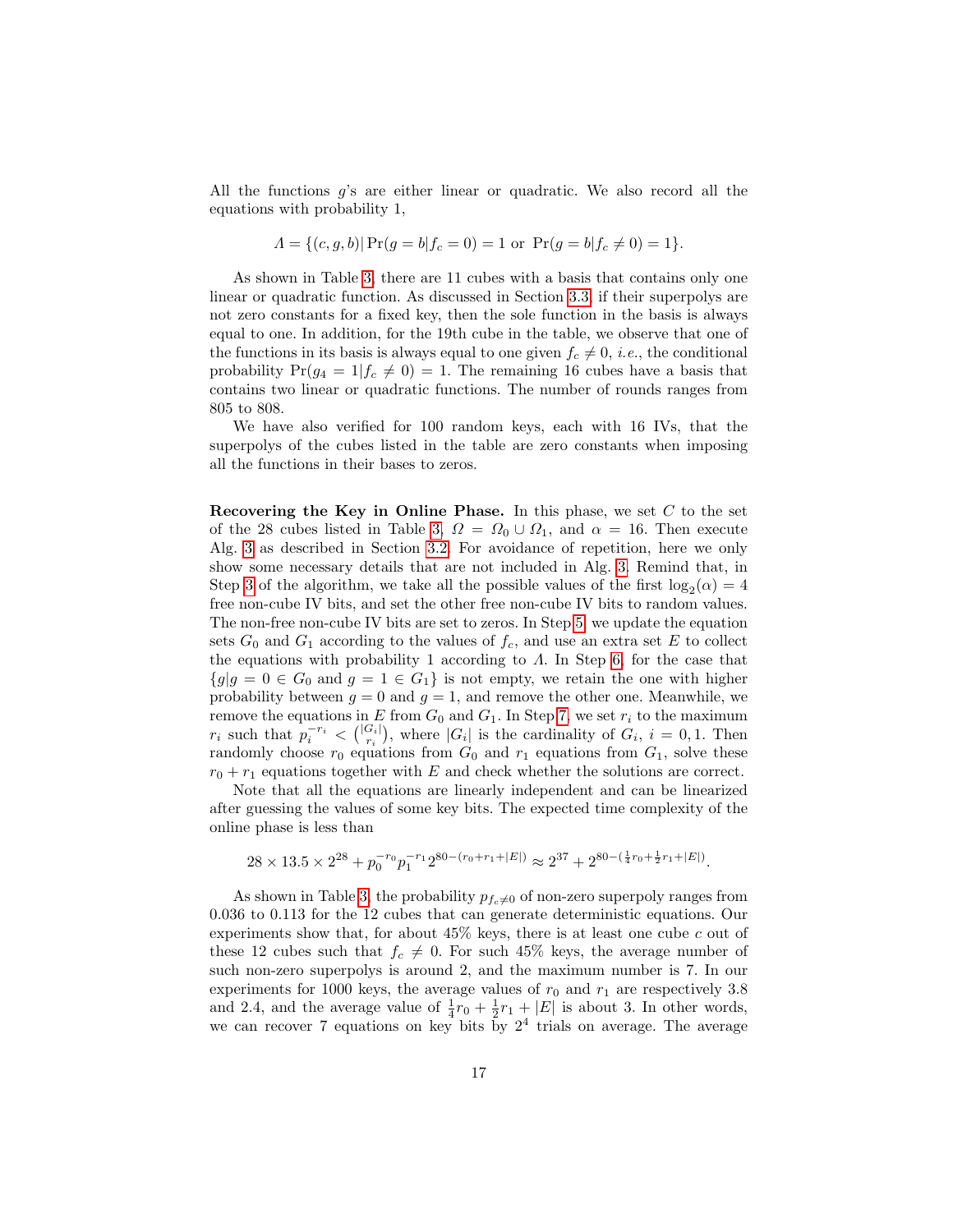All the functions $g$'s are either linear or quadratic. We also record all the equations with probability 1,

$$\Lambda = \{(c, g, b) | \Pr(g = b | f_c = 0) = 1 \text{ or } \Pr(g = b | f_c \neq 0) = 1\}.$$

As shown in Table 3, there are 11 cubes with a basis that contains only one linear or quadratic function. As discussed in Section 3.3, if their superpolys are not zero constants for a fixed key, then the sole function in the basis is always equal to one. In addition, for the 19th cube in the table, we observe that one of the functions in its basis is always equal to one given $f_c \neq 0$, *i.e.*, the conditional probability $\Pr(g_4 = 1 | f_c \neq 0) = 1$. The remaining 16 cubes have a basis that contains two linear or quadratic functions. The number of rounds ranges from 805 to 808.

We have also verified for 100 random keys, each with 16 IVs, that the superpolys of the cubes listed in the table are zero constants when imposing all the functions in their bases to zeros.

**Recovering the Key in Online Phase.** In this phase, we set $C$ to the set of the 28 cubes listed in Table 3, $\Omega = \Omega_0 \cup \Omega_1$, and $\alpha = 16$. Then execute Alg. 3 as described in Section 3.2. For avoidance of repetition, here we only show some necessary details that are not included in Alg. 3. Remind that, in Step 3 of the algorithm, we take all the possible values of the first $\log_2(\alpha) = 4$ free non-cube IV bits, and set the other free non-cube IV bits to random values. The non-free non-cube IV bits are set to zeros. In Step 5, we update the equation sets $G_0$ and $G_1$ according to the values of $f_c$, and use an extra set $E$ to collect the equations with probability 1 according to $\Lambda$. In Step 6, for the case that $\{g | g = 0 \in G_0 \text{ and } g = 1 \in G_1\}$ is not empty, we retain the one with higher probability between $g = 0$ and $g = 1$, and remove the other one. Meanwhile, we remove the equations in $E$ from $G_0$ and $G_1$. In Step 7, we set $r_i$ to the maximum $r_i$ such that $p_i^{-r_i} < \binom{|G_i|}{r_i}$, where $|G_i|$ is the cardinality of $G_i$, $i = 0, 1$. Then randomly choose $r_0$ equations from $G_0$ and $r_1$ equations from $G_1$, solve these $r_0 + r_1$ equations together with $E$ and check whether the solutions are correct.

Note that all the equations are linearly independent and can be linearized after guessing the values of some key bits. The expected time complexity of the online phase is less than

$$28 \times 13.5 \times 2^{28} + p_0^{-r_0} p_1^{-r_1} 2^{80-(r_0+r_1+|E|)} \approx 2^{37} + 2^{80-(\frac{1}{4}r_0+\frac{1}{2}r_1+|E|)}.$$

As shown in Table 3, the probability $p_{f_c \neq 0}$ of non-zero superpoly ranges from 0.036 to 0.113 for the 12 cubes that can generate deterministic equations. Our experiments show that, for about 45% keys, there is at least one cube $c$ out of these 12 cubes such that $f_c \neq 0$. For such 45% keys, the average number of such non-zero superpolys is around 2, and the maximum number is 7. In our experiments for 1000 keys, the average values of $r_0$ and $r_1$ are respectively 3.8 and 2.4, and the average value of $\frac{1}{4}r_0 + \frac{1}{2}r_1 + |E|$ is about 3. In other words, we can recover 7 equations on key bits by $2^4$ trials on average. The average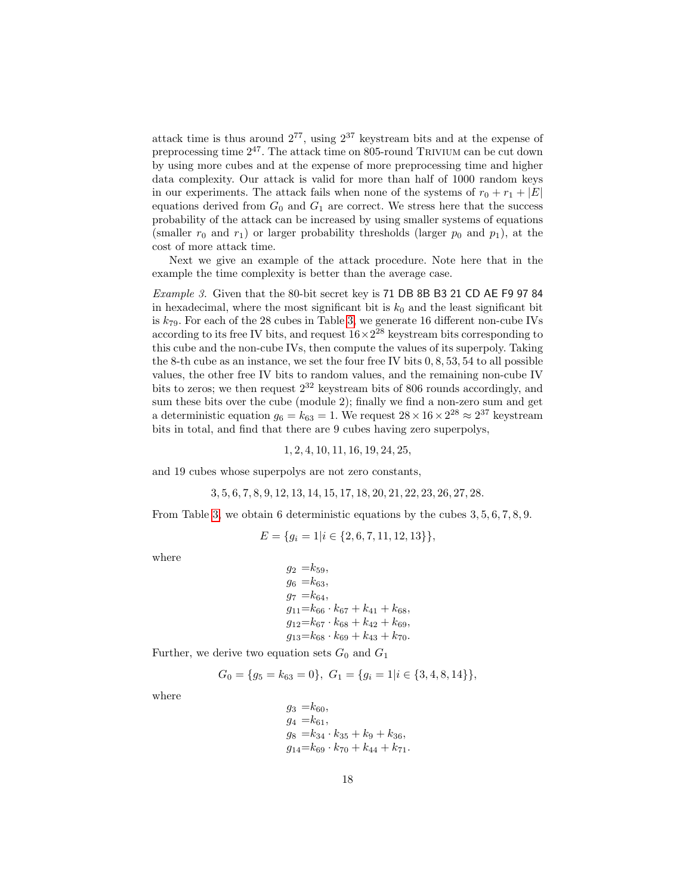attack time is thus around $2^{77}$, using $2^{37}$ keystream bits and at the expense of preprocessing time $2^{47}$. The attack time on 805-round Trivium can be cut down by using more cubes and at the expense of more preprocessing time and higher data complexity. Our attack is valid for more than half of 1000 random keys in our experiments. The attack fails when none of the systems of $r_0 + r_1 + |E|$ equations derived from $G_0$ and $G_1$ are correct. We stress here that the success probability of the attack can be increased by using smaller systems of equations (smaller $r_0$ and $r_1$) or larger probability thresholds (larger $p_0$ and $p_1$), at the cost of more attack time.

Next we give an example of the attack procedure. Note here that in the example the time complexity is better than the average case.

*Example 3.* Given that the 80-bit secret key is 71 DB 8B B3 21 CD AE F9 97 84 in hexadecimal, where the most significant bit is $k_0$ and the least significant bit is $k_{79}$. For each of the 28 cubes in Table 3, we generate 16 different non-cube IVs according to its free IV bits, and request $16 \times 2^{28}$ keystream bits corresponding to this cube and the non-cube IVs, then compute the values of its superpoly. Taking the 8-th cube as an instance, we set the four free IV bits $0, 8, 53, 54$ to all possible values, the other free IV bits to random values, and the remaining non-cube IV bits to zeros; we then request $2^{32}$ keystream bits of 806 rounds accordingly, and sum these bits over the cube (module 2); finally we find a non-zero sum and get a deterministic equation $g_6 = k_{63} = 1$. We request $28 \times 16 \times 2^{28} \approx 2^{37}$ keystream bits in total, and find that there are 9 cubes having zero superpolys,

$$1, 2, 4, 10, 11, 16, 19, 24, 25,$$

and 19 cubes whose superpolys are not zero constants,

$$3, 5, 6, 7, 8, 9, 12, 13, 14, 15, 17, 18, 20, 21, 22, 23, 26, 27, 28.$$

From Table 3, we obtain 6 deterministic equations by the cubes 3, 5, 6, 7, 8, 9.

$$E = \{g_i = 1 | i \in \{2, 6, 7, 11, 12, 13\}\},$$

where

$$\begin{aligned}
g_2 &= k_{59}, \\
g_6 &= k_{63}, \\
g_7 &= k_{64}, \\
g_{11} &= k_{66} \cdot k_{67} + k_{41} + k_{68}, \\
g_{12} &= k_{67} \cdot k_{68} + k_{42} + k_{69}, \\
g_{13} &= k_{68} \cdot k_{69} + k_{43} + k_{70}.
\end{aligned}$$

Further, we derive two equation sets $G_0$ and $G_1$

$$G_0 = \{g_5 = k_{63} = 0\},\ G_1 = \{g_i = 1 | i \in \{3, 4, 8, 14\}\},$$

where

$$\begin{aligned}
g_3 &= k_{60}, \\
g_4 &= k_{61}, \\
g_8 &= k_{34} \cdot k_{35} + k_9 + k_{36}, \\
g_{14} &= k_{69} \cdot k_{70} + k_{44} + k_{71}.
\end{aligned}$$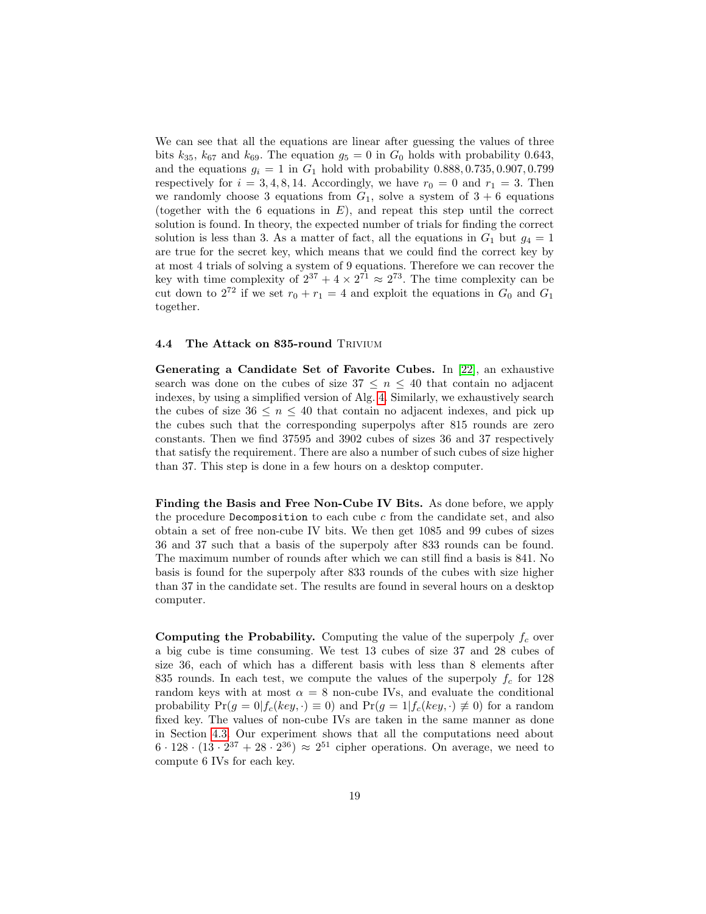We can see that all the equations are linear after guessing the values of three bits $k_{35}$, $k_{67}$ and $k_{69}$. The equation $g_5 = 0$ in $G_0$ holds with probability 0.643, and the equations $g_i = 1$ in $G_1$ hold with probability $0.888, 0.735, 0.907, 0.799$ respectively for $i = 3, 4, 8, 14$. Accordingly, we have $r_0 = 0$ and $r_1 = 3$. Then we randomly choose 3 equations from $G_1$, solve a system of $3 + 6$ equations (together with the 6 equations in $E$), and repeat this step until the correct solution is found. In theory, the expected number of trials for finding the correct solution is less than 3. As a matter of fact, all the equations in $G_1$ but $g_4 = 1$ are true for the secret key, which means that we could find the correct key by at most 4 trials of solving a system of 9 equations. Therefore we can recover the key with time complexity of $2^{37} + 4 \times 2^{71} \approx 2^{73}$. The time complexity can be cut down to $2^{72}$ if we set $r_0 + r_1 = 4$ and exploit the equations in $G_0$ and $G_1$ together.

### 4.4 The Attack on 835-round Trivium

**Generating a Candidate Set of Favorite Cubes.** In [22], an exhaustive search was done on the cubes of size $37 \leq n \leq 40$ that contain no adjacent indexes, by using a simplified version of Alg. 4. Similarly, we exhaustively search the cubes of size $36 \leq n \leq 40$ that contain no adjacent indexes, and pick up the cubes such that the corresponding superpolys after 815 rounds are zero constants. Then we find 37595 and 3902 cubes of sizes 36 and 37 respectively that satisfy the requirement. There are also a number of such cubes of size higher than 37. This step is done in a few hours on a desktop computer.

**Finding the Basis and Free Non-Cube IV Bits.** As done before, we apply the procedure `Decomposition` to each cube $c$ from the candidate set, and also obtain a set of free non-cube IV bits. We then get 1085 and 99 cubes of sizes 36 and 37 such that a basis of the superpoly after 833 rounds can be found. The maximum number of rounds after which we can still find a basis is 841. No basis is found for the superpoly after 833 rounds of the cubes with size higher than 37 in the candidate set. The results are found in several hours on a desktop computer.

**Computing the Probability.** Computing the value of the superpoly $f_c$ over a big cube is time consuming. We test 13 cubes of size 37 and 28 cubes of size 36, each of which has a different basis with less than 8 elements after 835 rounds. In each test, we compute the values of the superpoly $f_c$ for 128 random keys with at most $\alpha = 8$ non-cube IVs, and evaluate the conditional probability $\Pr(g = 0 | f_c(key, \cdot) \equiv 0)$ and $\Pr(g = 1 | f_c(key, \cdot) \not\equiv 0)$ for a random fixed key. The values of non-cube IVs are taken in the same manner as done in Section 4.3. Our experiment shows that all the computations need about $6 \cdot 128 \cdot (13 \cdot 2^{37} + 28 \cdot 2^{36}) \approx 2^{51}$ cipher operations. On average, we need to compute 6 IVs for each key.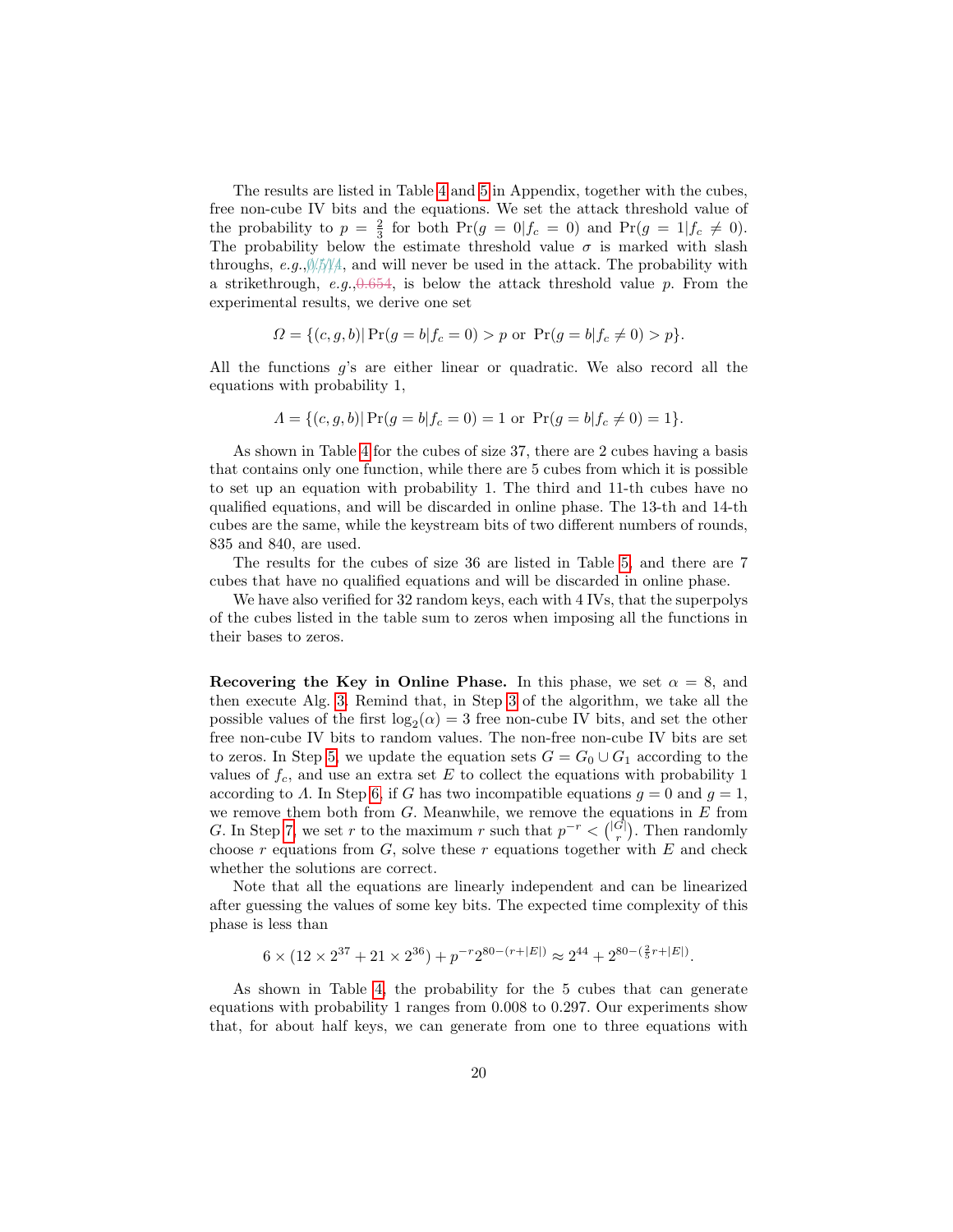The results are listed in Table 4 and 5 in Appendix, together with the cubes, free non-cube IV bits and the equations. We set the attack threshold value of the probability to $p = \frac{2}{3}$ for both $\Pr(g = 0|f_c = 0)$ and $\Pr(g = 1|f_c \neq 0)$. The probability below the estimate threshold value $\sigma$ is marked with slash throughs, *e.g.*, 0.514, and will never be used in the attack. The probability with a strikethrough, *e.g.*, ~~0.654~~, is below the attack threshold value $p$. From the experimental results, we derive one set

$$\Omega = \{(c, g, b)|\Pr(g = b|f_c = 0) > p \text{ or } \Pr(g = b|f_c \neq 0) > p\}.$$

All the functions $g$'s are either linear or quadratic. We also record all the equations with probability 1,

$$\Lambda = \{(c, g, b)|\Pr(g = b|f_c = 0) = 1 \text{ or } \Pr(g = b|f_c \neq 0) = 1\}.$$

As shown in Table 4 for the cubes of size 37, there are 2 cubes having a basis that contains only one function, while there are 5 cubes from which it is possible to set up an equation with probability 1. The third and 11-th cubes have no qualified equations, and will be discarded in online phase. The 13-th and 14-th cubes are the same, while the keystream bits of two different numbers of rounds, 835 and 840, are used.

The results for the cubes of size 36 are listed in Table 5, and there are 7 cubes that have no qualified equations and will be discarded in online phase.

We have also verified for 32 random keys, each with 4 IVs, that the superpolys of the cubes listed in the table sum to zeros when imposing all the functions in their bases to zeros.

**Recovering the Key in Online Phase.** In this phase, we set $\alpha = 8$, and then execute Alg. 3. Remind that, in Step 3 of the algorithm, we take all the possible values of the first $\log_2(\alpha) = 3$ free non-cube IV bits, and set the other free non-cube IV bits to random values. The non-free non-cube IV bits are set to zeros. In Step 5, we update the equation sets $G = G_0 \cup G_1$ according to the values of $f_c$, and use an extra set $E$ to collect the equations with probability 1 according to $\Lambda$. In Step 6, if $G$ has two incompatible equations $g = 0$ and $g = 1$, we remove them both from $G$. Meanwhile, we remove the equations in $E$ from $G$. In Step 7, we set $r$ to the maximum $r$ such that $p^{-r} < \binom{|G|}{r}$. Then randomly choose $r$ equations from $G$, solve these $r$ equations together with $E$ and check whether the solutions are correct.

Note that all the equations are linearly independent and can be linearized after guessing the values of some key bits. The expected time complexity of this phase is less than

$$6 \times (12 \times 2^{37} + 21 \times 2^{36}) + p^{-r}2^{80-(r+|E|)} \approx 2^{44} + 2^{80-(\frac{2}{5}r+|E|)}.$$

As shown in Table 4, the probability for the 5 cubes that can generate equations with probability 1 ranges from 0.008 to 0.297. Our experiments show that, for about half keys, we can generate from one to three equations with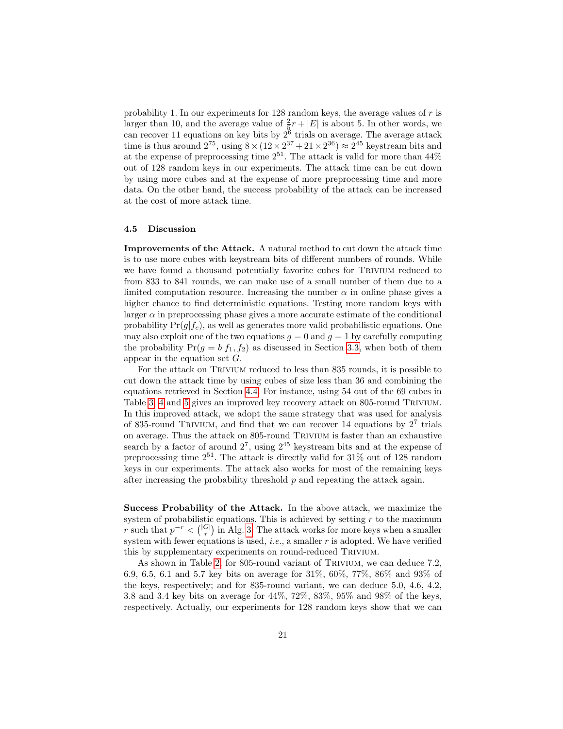probability 1. In our experiments for 128 random keys, the average values of $r$ is larger than 10, and the average value of $\frac{2}{5}r + |E|$ is about 5. In other words, we can recover 11 equations on key bits by $2^6$ trials on average. The average attack time is thus around $2^{75}$, using $8 \times (12 \times 2^{37} + 21 \times 2^{36}) \approx 2^{45}$ keystream bits and at the expense of preprocessing time $2^{51}$. The attack is valid for more than 44% out of 128 random keys in our experiments. The attack time can be cut down by using more cubes and at the expense of more preprocessing time and more data. On the other hand, the success probability of the attack can be increased at the cost of more attack time.

### 4.5 Discussion

**Improvements of the Attack.** A natural method to cut down the attack time is to use more cubes with keystream bits of different numbers of rounds. While we have found a thousand potentially favorite cubes for Trivium reduced to from 833 to 841 rounds, we can make use of a small number of them due to a limited computation resource. Increasing the number $\alpha$ in online phase gives a higher chance to find deterministic equations. Testing more random keys with larger $\alpha$ in preprocessing phase gives a more accurate estimate of the conditional probability $\Pr(g|f_c)$, as well as generates more valid probabilistic equations. One may also exploit one of the two equations $g = 0$ and $g = 1$ by carefully computing the probability $\Pr(g = b|f_1, f_2)$ as discussed in Section 3.3, when both of them appear in the equation set $G$.

For the attack on Trivium reduced to less than 835 rounds, it is possible to cut down the attack time by using cubes of size less than 36 and combining the equations retrieved in Section 4.4. For instance, using 54 out of the 69 cubes in Table 3, 4 and 5 gives an improved key recovery attack on 805-round Trivium. In this improved attack, we adopt the same strategy that was used for analysis of 835-round Trivium, and find that we can recover 14 equations by $2^7$ trials on average. Thus the attack on 805-round Trivium is faster than an exhaustive search by a factor of around $2^7$, using $2^{45}$ keystream bits and at the expense of preprocessing time $2^{51}$. The attack is directly valid for 31% out of 128 random keys in our experiments. The attack also works for most of the remaining keys after increasing the probability threshold $p$ and repeating the attack again.

**Success Probability of the Attack.** In the above attack, we maximize the system of probabilistic equations. This is achieved by setting $r$ to the maximum $r$ such that $p^{-r} < \binom{|G|}{r}$ in Alg. 3. The attack works for more keys when a smaller system with fewer equations is used, *i.e.*, a smaller $r$ is adopted. We have verified this by supplementary experiments on round-reduced Trivium.

As shown in Table 2, for 805-round variant of Trivium, we can deduce 7.2, 6.9, 6.5, 6.1 and 5.7 key bits on average for 31%, 60%, 77%, 86% and 93% of the keys, respectively; and for 835-round variant, we can deduce 5.0, 4.6, 4.2, 3.8 and 3.4 key bits on average for 44%, 72%, 83%, 95% and 98% of the keys, respectively. Actually, our experiments for 128 random keys show that we can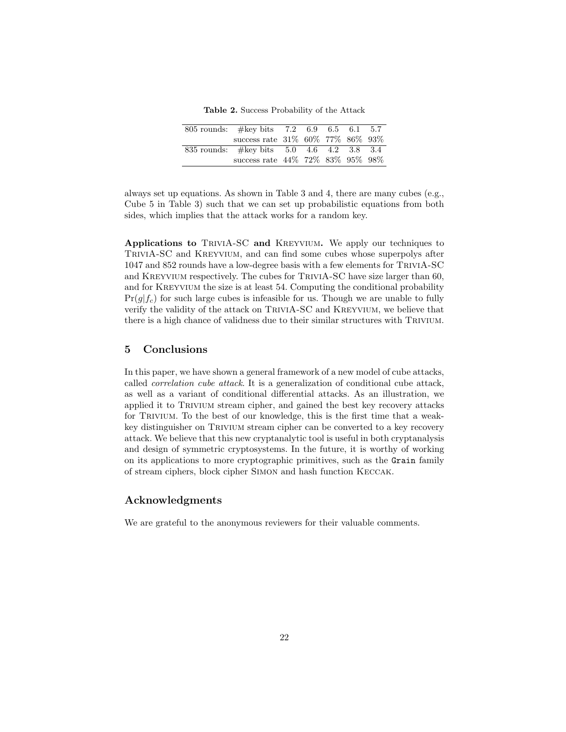**Table 2.** Success Probability of the Attack

| | | | | | | |
|---|---|---|---|---|---|---|
| 805 rounds: | #key bits | 7.2 | 6.9 | 6.5 | 6.1 | 5.7 |
| | success rate | 31% | 60% | 77% | 86% | 93% |
| 835 rounds: | #key bits | 5.0 | 4.6 | 4.2 | 3.8 | 3.4 |
| | success rate | 44% | 72% | 83% | 95% | 98% |

always set up equations. As shown in Table 3 and 4, there are many cubes (e.g., Cube 5 in Table 3) such that we can set up probabilistic equations from both sides, which implies that the attack works for a random key.

**Applications to TriviA-SC and Kreyvium.** We apply our techniques to TriviA-SC and Kreyvium, and can find some cubes whose superpolys after 1047 and 852 rounds have a low-degree basis with a few elements for TriviA-SC and Kreyvium respectively. The cubes for TriviA-SC have size larger than 60, and for Kreyvium the size is at least 54. Computing the conditional probability $\Pr(g|f_c)$ for such large cubes is infeasible for us. Though we are unable to fully verify the validity of the attack on TriviA-SC and Kreyvium, we believe that there is a high chance of validness due to their similar structures with Trivium.

## 5 Conclusions

In this paper, we have shown a general framework of a new model of cube attacks, called *correlation cube attack*. It is a generalization of conditional cube attack, as well as a variant of conditional differential attacks. As an illustration, we applied it to Trivium stream cipher, and gained the best key recovery attacks for Trivium. To the best of our knowledge, this is the first time that a weak-key distinguisher on Trivium stream cipher can be converted to a key recovery attack. We believe that this new cryptanalytic tool is useful in both cryptanalysis and design of symmetric cryptosystems. In the future, it is worthy of working on its applications to more cryptographic primitives, such as the `Grain` family of stream ciphers, block cipher Simon and hash function Keccak.

## Acknowledgments

We are grateful to the anonymous reviewers for their valuable comments.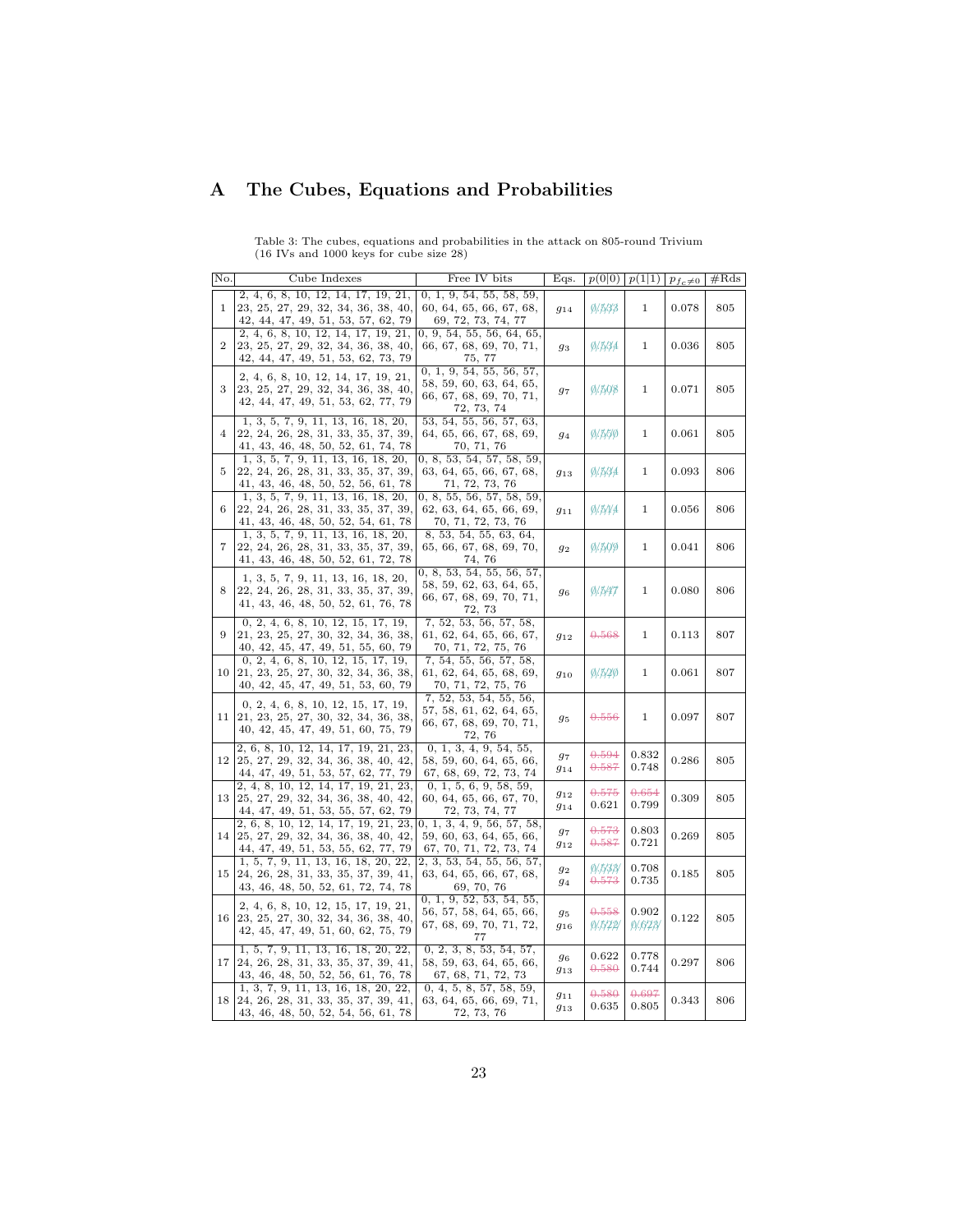# A The Cubes, Equations and Probabilities

Table 3: The cubes, equations and probabilities in the attack on 805-round Trivium (16 IVs and 1000 keys for cube size 28)

| No. | Cube Indexes | Free IV bits | Eqs. | $p(0\|0)$ | $p(1\|1)$ | $p_{f_c \neq 0}$ | #Rds |
|---|---|---|---|---|---|---|---|
| 1 | 2, 4, 6, 8, 10, 12, 14, 17, 19, 21, 23, 25, 27, 29, 32, 34, 36, 38, 40, 42, 44, 47, 49, 51, 53, 57, 62, 79 | 0, 1, 9, 54, 55, 58, 59, 60, 64, 65, 66, 67, 68, 69, 72, 73, 74, 77 | $g_{14}$ | ~~0.533~~ | 1 | 0.078 | 805 |
| 2 | 2, 4, 6, 8, 10, 12, 14, 17, 19, 21, 23, 25, 27, 29, 32, 34, 36, 38, 40, 42, 44, 47, 49, 51, 53, 62, 73, 79 | 0, 9, 54, 55, 56, 64, 65, 66, 67, 68, 69, 70, 71, 75, 77 | $g_3$ | ~~0.534~~ | 1 | 0.036 | 805 |
| 3 | 2, 4, 6, 8, 10, 12, 14, 17, 19, 21, 23, 25, 27, 29, 32, 34, 36, 38, 40, 42, 44, 47, 49, 51, 53, 62, 77, 79 | 0, 1, 9, 54, 55, 56, 57, 58, 59, 60, 63, 64, 65, 66, 67, 68, 69, 70, 71, 72, 73, 74 | $g_7$ | ~~0.508~~ | 1 | 0.071 | 805 |
| 4 | 1, 3, 5, 7, 9, 11, 13, 16, 18, 20, 22, 24, 26, 28, 31, 33, 35, 37, 39, 41, 43, 46, 48, 50, 52, 61, 74, 78 | 53, 54, 55, 56, 57, 63, 64, 65, 66, 67, 68, 69, 70, 71, 76 | $g_4$ | ~~0.550~~ | 1 | 0.061 | 805 |
| 5 | 1, 3, 5, 7, 9, 11, 13, 16, 18, 20, 22, 24, 26, 28, 31, 33, 35, 37, 39, 41, 43, 46, 48, 50, 52, 56, 61, 78 | 0, 8, 53, 54, 57, 58, 59, 63, 64, 65, 66, 67, 68, 71, 72, 73, 76 | $g_{13}$ | ~~0.534~~ | 1 | 0.093 | 806 |
| 6 | 1, 3, 5, 7, 9, 11, 13, 16, 18, 20, 22, 24, 26, 28, 31, 33, 35, 37, 39, 41, 43, 46, 48, 50, 52, 54, 61, 78 | 0, 8, 55, 56, 57, 58, 59, 62, 63, 64, 65, 66, 69, 70, 71, 72, 73, 76 | $g_{11}$ | ~~0.514~~ | 1 | 0.056 | 806 |
| 7 | 1, 3, 5, 7, 9, 11, 13, 16, 18, 20, 22, 24, 26, 28, 31, 33, 35, 37, 39, 41, 43, 46, 48, 50, 52, 61, 72, 78 | 8, 53, 54, 55, 56, 57, 65, 66, 67, 68, 69, 70, 74, 76 | $g_2$ | ~~0.509~~ | 1 | 0.041 | 806 |
| 8 | 1, 3, 5, 7, 9, 11, 13, 16, 18, 20, 22, 24, 26, 28, 31, 33, 35, 37, 39, 41, 43, 46, 48, 50, 52, 61, 76, 78 | 0, 8, 53, 54, 55, 56, 57, 58, 59, 62, 63, 64, 65, 66, 67, 68, 69, 70, 71, 72, 73 | $g_6$ | ~~0.547~~ | 1 | 0.080 | 806 |
| 9 | 0, 2, 4, 6, 8, 10, 12, 15, 17, 19, 21, 23, 25, 27, 30, 32, 34, 36, 38, 40, 42, 45, 47, 49, 51, 55, 60, 79 | 7, 52, 53, 56, 57, 58, 61, 62, 64, 65, 66, 67, 70, 71, 72, 75, 76 | $g_{12}$ | ~~0.568~~ | 1 | 0.113 | 807 |
| 10 | 0, 2, 4, 6, 8, 10, 12, 15, 17, 19, 21, 23, 25, 27, 30, 32, 34, 36, 38, 40, 42, 45, 47, 49, 51, 53, 60, 79 | 7, 54, 55, 56, 57, 58, 61, 62, 64, 65, 68, 69, 70, 71, 72, 75, 76 | $g_{10}$ | ~~0.520~~ | 1 | 0.061 | 807 |
| 11 | 0, 2, 4, 6, 8, 10, 12, 15, 17, 19, 21, 23, 25, 27, 30, 32, 34, 36, 38, 40, 42, 45, 47, 49, 51, 60, 75, 79 | 7, 52, 53, 54, 55, 56, 57, 58, 61, 62, 64, 65, 66, 67, 68, 69, 70, 71, 72, 76 | $g_5$ | ~~0.556~~ | 1 | 0.097 | 807 |
| 12 | 2, 6, 8, 10, 12, 14, 17, 19, 21, 23, 25, 27, 29, 32, 34, 36, 38, 40, 42, 44, 47, 49, 51, 53, 57, 62, 77, 79 | 0, 1, 3, 4, 9, 54, 55, 58, 59, 60, 64, 65, 66, 67, 68, 69, 72, 73, 74 | $g_7$<br>$g_{14}$ | ~~0.594~~<br>~~0.587~~ | 0.832<br>0.748 | 0.286 | 805 |
| 13 | 2, 4, 8, 10, 12, 14, 17, 19, 21, 23, 25, 27, 29, 32, 34, 36, 38, 40, 42, 44, 47, 49, 51, 53, 55, 57, 62, 79 | 0, 1, 5, 6, 9, 58, 59, 60, 64, 65, 66, 67, 70, 72, 73, 74, 77 | $g_{12}$<br>$g_{14}$ | ~~0.575~~<br>0.621 | ~~0.654~~<br>0.799 | 0.309 | 805 |
| 14 | 2, 6, 8, 10, 12, 14, 17, 19, 21, 23, 25, 27, 29, 32, 34, 36, 38, 40, 42, 44, 47, 49, 51, 53, 55, 62, 77, 79 | 0, 1, 3, 4, 9, 56, 57, 58, 59, 60, 63, 64, 65, 66, 67, 70, 71, 72, 73, 74 | $g_7$<br>$g_{12}$ | ~~0.573~~<br>~~0.587~~ | 0.803<br>0.721 | 0.269 | 805 |
| 15 | 1, 5, 7, 9, 11, 13, 16, 18, 20, 22, 24, 26, 28, 31, 33, 35, 37, 39, 41, 43, 46, 48, 50, 52, 61, 72, 74, 78 | 2, 3, 53, 54, 55, 56, 57, 63, 64, 65, 66, 67, 68, 69, 70, 76 | $g_2$<br>$g_4$ | ~~0.533~~<br>~~0.573~~ | 0.708<br>0.735 | 0.185 | 805 |
| 16 | 2, 4, 6, 8, 10, 12, 15, 17, 19, 21, 23, 25, 27, 30, 32, 34, 36, 38, 40, 42, 45, 47, 49, 51, 60, 62, 75, 79 | 0, 1, 9, 52, 53, 54, 55, 56, 57, 58, 64, 65, 66, 67, 68, 69, 70, 71, 72, 77 | $g_5$<br>$g_{16}$ | ~~0.558~~<br>~~0.522~~ | 0.902<br>~~0.628~~ | 0.122 | 805 |
| 17 | 1, 5, 7, 9, 11, 13, 16, 18, 20, 22, 24, 26, 28, 31, 33, 35, 37, 39, 41, 43, 46, 48, 50, 52, 56, 61, 76, 78 | 0, 2, 3, 8, 53, 54, 57, 58, 59, 63, 64, 65, 66, 67, 68, 71, 72, 73 | $g_6$<br>$g_{13}$ | 0.622<br>~~0.580~~ | 0.778<br>0.744 | 0.297 | 806 |
| 18 | 1, 3, 7, 9, 11, 13, 16, 18, 20, 22, 24, 26, 28, 31, 33, 35, 37, 39, 41, 43, 46, 48, 50, 52, 54, 56, 61, 78 | 0, 4, 5, 8, 57, 58, 59, 63, 64, 65, 66, 69, 71, 72, 73, 76 | $g_{11}$<br>$g_{13}$ | ~~0.580~~<br>0.635 | ~~0.697~~<br>0.805 | 0.343 | 806 |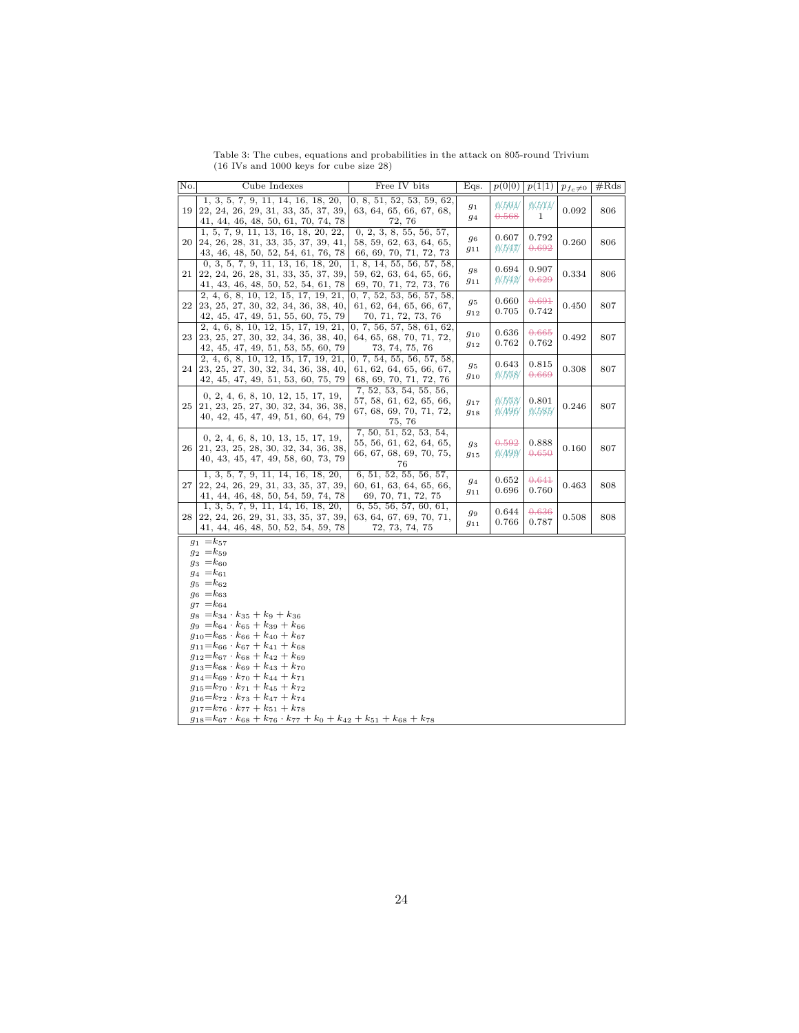Table 3: The cubes, equations and probabilities in the attack on 805-round Trivium (16 IVs and 1000 keys for cube size 28)

| No. | Cube Indexes | Free IV bits | Eqs. | $p(0\|0)$ | $p(1\|1)$ | $p_{f_c \neq 0}$ | #Rds |
|---|---|---|---|---|---|---|---|
| 19 | 1, 3, 5, 7, 9, 11, 14, 16, 18, 20, 22, 24, 26, 29, 31, 33, 35, 37, 39, 41, 44, 46, 48, 50, 61, 70, 74, 78 | 0, 8, 51, 52, 53, 59, 62, 63, 64, 65, 66, 67, 68, 72, 76 | $g_1$ <br> $g_4$ | ~~0.501~~ <br> ~~0.568~~ | ~~0.511~~ <br> 1 | 0.092 | 806 |
| 20 | 1, 5, 7, 9, 11, 13, 16, 18, 20, 22, 24, 26, 28, 31, 33, 35, 37, 39, 41, 43, 46, 48, 50, 52, 54, 61, 76, 78 | 0, 2, 3, 8, 55, 56, 57, 58, 59, 62, 63, 64, 65, 66, 69, 70, 71, 72, 73 | $g_6$ <br> $g_{11}$ | 0.607 <br> ~~0.547~~ | 0.792 <br> ~~0.692~~ | 0.260 | 806 |
| 21 | 0, 3, 5, 7, 9, 11, 13, 16, 18, 20, 22, 24, 26, 28, 31, 33, 35, 37, 39, 41, 43, 46, 48, 50, 52, 54, 61, 78 | 1, 8, 14, 55, 56, 57, 58, 59, 62, 63, 64, 65, 66, 69, 70, 71, 72, 73, 76 | $g_8$ <br> $g_{11}$ | 0.694 <br> ~~0.542~~ | 0.907 <br> ~~0.629~~ | 0.334 | 806 |
| 22 | 2, 4, 6, 8, 10, 12, 15, 17, 19, 21, 23, 25, 27, 30, 32, 34, 36, 38, 40, 42, 45, 47, 49, 51, 55, 60, 75, 79 | 0, 7, 52, 53, 56, 57, 58, 61, 62, 64, 65, 66, 67, 70, 71, 72, 73, 76 | $g_5$ <br> $g_{12}$ | 0.660 <br> 0.705 | ~~0.691~~ <br> 0.742 | 0.450 | 807 |
| 23 | 2, 4, 6, 8, 10, 12, 15, 17, 19, 21, 23, 25, 27, 30, 32, 34, 36, 38, 40, 42, 45, 47, 49, 51, 53, 55, 60, 79 | 0, 7, 56, 57, 58, 61, 62, 64, 65, 68, 70, 71, 72, 73, 74, 75, 76 | $g_{10}$ <br> $g_{12}$ | 0.636 <br> 0.762 | ~~0.665~~ <br> 0.762 | 0.492 | 807 |
| 24 | 2, 4, 6, 8, 10, 12, 15, 17, 19, 21, 23, 25, 27, 30, 32, 34, 36, 38, 40, 42, 45, 47, 49, 51, 53, 60, 75, 79 | 0, 7, 54, 55, 56, 57, 58, 68, 69, 70, 71, 72, 76 | $g_5$ <br> $g_{10}$ | 0.643 <br> ~~0.578~~ | 0.815 <br> ~~0.669~~ | 0.308 | 807 |
| 25 | 0, 2, 4, 6, 8, 10, 12, 15, 17, 19, 21, 23, 25, 27, 30, 32, 34, 36, 38, 40, 42, 45, 47, 49, 51, 60, 64, 79 | 7, 52, 53, 54, 55, 56, 57, 58, 61, 62, 65, 66, 67, 68, 69, 70, 71, 72, 75, 76 | $g_{17}$ <br> $g_{18}$ | ~~0.553~~ <br> ~~0.496~~ | 0.801 <br> ~~0.587~~ | 0.246 | 807 |
| 26 | 0, 2, 4, 6, 8, 10, 13, 15, 17, 19, 21, 23, 25, 28, 30, 32, 34, 36, 38, 40, 43, 45, 47, 49, 58, 60, 73, 79 | 7, 50, 51, 52, 53, 54, 55, 56, 61, 62, 64, 65, 66, 67, 68, 69, 70, 75, 76 | $g_3$ <br> $g_{15}$ | ~~0.592~~ <br> ~~0.499~~ | 0.888 <br> ~~0.650~~ | 0.160 | 807 |
| 27 | 1, 3, 5, 7, 9, 11, 14, 16, 18, 20, 22, 24, 26, 29, 31, 33, 35, 37, 39, 41, 44, 46, 48, 50, 54, 59, 74, 78 | 6, 51, 52, 55, 56, 57, 60, 61, 63, 64, 65, 66, 69, 70, 71, 72, 75 | $g_4$ <br> $g_{11}$ | 0.652 <br> 0.696 | ~~0.641~~ <br> 0.760 | 0.463 | 808 |
| 28 | 1, 3, 5, 7, 9, 11, 14, 16, 18, 20, 22, 24, 26, 29, 31, 33, 35, 37, 39, 41, 44, 46, 48, 50, 52, 54, 59, 78 | 6, 55, 56, 57, 60, 61, 63, 64, 67, 69, 70, 71, 72, 73, 74, 75 | $g_9$ <br> $g_{11}$ | 0.644 <br> 0.766 | ~~0.636~~ <br> 0.787 | 0.508 | 808 |

$g_1 = k_{57}$
$g_2 = k_{59}$
$g_3 = k_{60}$
$g_4 = k_{61}$
$g_5 = k_{62}$
$g_6 = k_{63}$
$g_7 = k_{64}$
$g_8 = k_{34} \cdot k_{35} + k_9 + k_{36}$
$g_9 = k_{64} \cdot k_{65} + k_{39} + k_{66}$
$g_{10} = k_{65} \cdot k_{66} + k_{40} + k_{67}$
$g_{11} = k_{66} \cdot k_{67} + k_{41} + k_{68}$
$g_{12} = k_{67} \cdot k_{68} + k_{42} + k_{69}$
$g_{13} = k_{68} \cdot k_{69} + k_{43} + k_{70}$
$g_{14} = k_{69} \cdot k_{70} + k_{44} + k_{71}$
$g_{15} = k_{70} \cdot k_{71} + k_{45} + k_{72}$
$g_{16} = k_{72} \cdot k_{73} + k_{47} + k_{74}$
$g_{17} = k_{76} \cdot k_{77} + k_{51} + k_{78}$
$g_{18} = k_{67} \cdot k_{68} + k_{76} \cdot k_{77} + k_0 + k_{42} + k_{51} + k_{68} + k_{78}$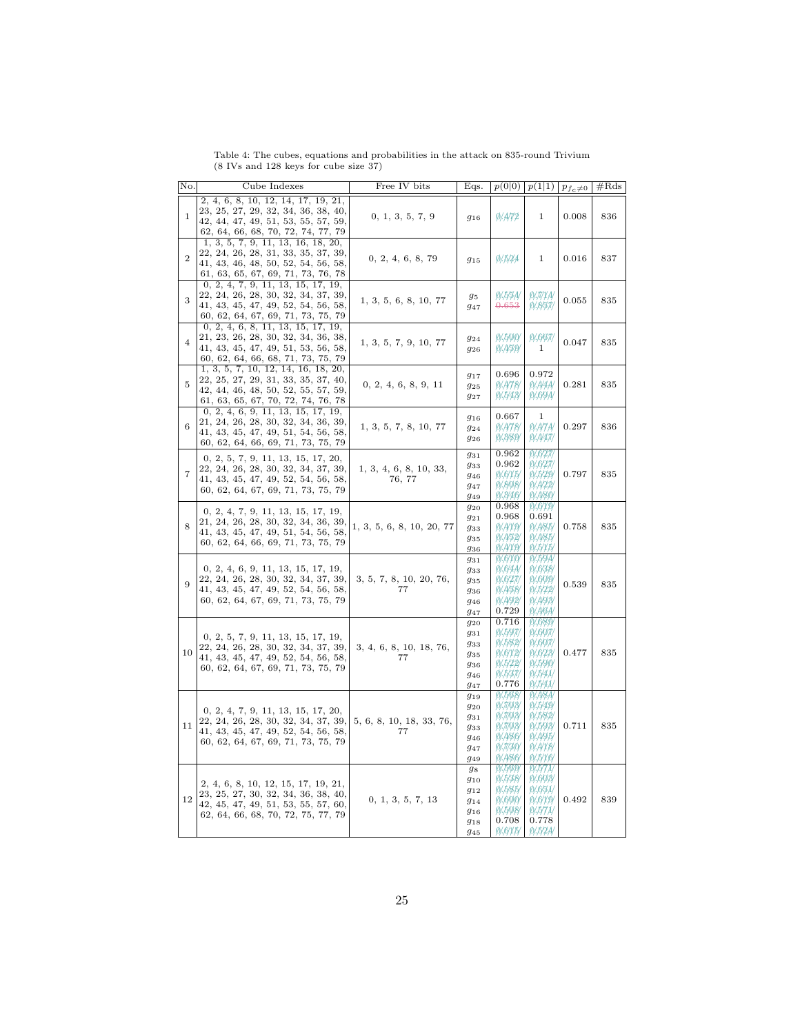Table 4: The cubes, equations and probabilities in the attack on 835-round Trivium (8 IVs and 128 keys for cube size 37)

| No. | Cube Indexes | Free IV bits | Eqs. | $p(0\|0)$ | $p(1\|1)$ | $p_{f_c \neq 0}$ | #Rds |
|---|---|---|---|---|---|---|---|
| 1 | 2, 4, 6, 8, 10, 12, 14, 17, 19, 21, 23, 25, 27, 29, 32, 34, 36, 38, 40, 42, 44, 47, 49, 51, 53, 55, 57, 59, 62, 64, 66, 68, 70, 72, 74, 77, 79 | 0, 1, 3, 5, 7, 9 | $g_{16}$ | 0.472 | 1 | 0.008 | 836 |
| 2 | 1, 3, 5, 7, 9, 11, 13, 16, 18, 20, 22, 24, 26, 28, 31, 33, 35, 37, 39, 41, 43, 46, 48, 50, 52, 54, 56, 58, 61, 63, 65, 67, 69, 71, 73, 76, 78 | 0, 2, 4, 6, 8, 79 | $g_{15}$ | 0.524 | 1 | 0.016 | 837 |
| 3 | 0, 2, 4, 7, 9, 11, 13, 15, 17, 19, 22, 24, 26, 28, 30, 32, 34, 37, 39, 41, 43, 45, 47, 49, 52, 54, 56, 58, 60, 62, 64, 67, 69, 71, 73, 75, 79 | 1, 3, 5, 6, 8, 10, 77 | $g_{5}$<br>$g_{47}$ | 0.534<br>0.653 | 0.714<br>0.857 | 0.055 | 835 |
| 4 | 0, 2, 4, 6, 8, 11, 13, 15, 17, 19, 21, 23, 26, 28, 30, 32, 34, 36, 38, 41, 43, 45, 47, 49, 51, 53, 56, 58, 60, 62, 64, 66, 68, 71, 73, 75, 79 | 1, 3, 5, 7, 9, 10, 77 | $g_{24}$<br>$g_{26}$ | 0.500<br>0.459 | 0.667<br>1 | 0.047 | 835 |
| 5 | 1, 3, 5, 7, 10, 12, 14, 16, 18, 20, 22, 25, 27, 29, 31, 33, 35, 37, 40, 42, 44, 46, 48, 50, 52, 55, 57, 59, 61, 63, 65, 67, 70, 72, 74, 76, 78 | 0, 2, 4, 6, 8, 9, 11 | $g_{17}$<br>$g_{25}$<br>$g_{27}$ | 0.696<br>0.478<br>0.543 | 0.972<br>0.444<br>0.694 | 0.281 | 835 |
| 6 | 0, 2, 4, 6, 9, 11, 13, 15, 17, 19, 21, 24, 26, 28, 30, 32, 34, 36, 39, 41, 43, 45, 47, 49, 51, 54, 56, 58, 60, 62, 64, 66, 69, 71, 73, 75, 79 | 1, 3, 5, 7, 8, 10, 77 | $g_{16}$<br>$g_{24}$<br>$g_{26}$ | 0.667<br>0.478<br>0.389 | 1<br>0.474<br>0.447 | 0.297 | 836 |
| 7 | 0, 2, 5, 7, 9, 11, 13, 15, 17, 20, 22, 24, 26, 28, 30, 32, 34, 37, 39, 41, 43, 45, 47, 49, 52, 54, 56, 58, 60, 62, 64, 67, 69, 71, 73, 75, 79 | 1, 3, 4, 6, 8, 10, 33, 76, 77 | $g_{31}$<br>$g_{33}$<br>$g_{46}$<br>$g_{47}$<br>$g_{49}$ | 0.962<br>0.962<br>0.615<br>0.808<br>0.346 | 0.627<br>0.627<br>0.529<br>0.422<br>0.480 | 0.797 | 835 |
| 8 | 0, 2, 4, 7, 9, 11, 13, 15, 17, 19, 21, 24, 26, 28, 30, 32, 34, 36, 39, 41, 43, 45, 47, 49, 51, 54, 56, 58, 60, 62, 64, 66, 69, 71, 73, 75, 79 | 1, 3, 5, 6, 8, 10, 20, 77 | $g_{20}$<br>$g_{21}$<br>$g_{33}$<br>$g_{35}$<br>$g_{36}$ | 0.968<br>0.968<br>0.419<br>0.452<br>0.419 | 0.619<br>0.691<br>0.485<br>0.485<br>0.515 | 0.758 | 835 |
| 9 | 0, 2, 4, 6, 9, 11, 13, 15, 17, 19, 22, 24, 26, 28, 30, 32, 34, 37, 39, 41, 43, 45, 47, 49, 52, 54, 56, 58, 60, 62, 64, 67, 69, 71, 73, 75, 79 | 3, 5, 7, 8, 10, 20, 76, 77 | $g_{31}$<br>$g_{33}$<br>$g_{35}$<br>$g_{36}$<br>$g_{46}$<br>$g_{47}$ | 0.610<br>0.644<br>0.627<br>0.458<br>0.492<br>0.729 | 0.594<br>0.638<br>0.609<br>0.522<br>0.493<br>0.464 | 0.539 | 835 |
| 10 | 0, 2, 5, 7, 9, 11, 13, 15, 17, 19, 22, 24, 26, 28, 30, 32, 34, 37, 39, 41, 43, 45, 47, 49, 52, 54, 56, 58, 60, 62, 64, 67, 69, 71, 73, 75, 79 | 3, 4, 6, 8, 10, 18, 76, 77 | $g_{20}$<br>$g_{31}$<br>$g_{33}$<br>$g_{35}$<br>$g_{36}$<br>$g_{46}$<br>$g_{47}$ | 0.716<br>0.597<br>0.582<br>0.612<br>0.522<br>0.537<br>0.776 | 0.689<br>0.607<br>0.607<br>0.623<br>0.590<br>0.541<br>0.541 | 0.477 | 835 |
| 11 | 0, 2, 4, 7, 9, 11, 13, 15, 17, 20, 22, 24, 26, 28, 30, 32, 34, 37, 39, 41, 43, 45, 47, 49, 52, 54, 56, 58, 60, 62, 64, 67, 69, 71, 73, 75, 79 | 5, 6, 8, 10, 18, 33, 76, 77 | $g_{19}$<br>$g_{20}$<br>$g_{31}$<br>$g_{33}$<br>$g_{46}$<br>$g_{47}$<br>$g_{49}$ | 0.568<br>0.703<br>0.703<br>0.703<br>0.486<br>0.730<br>0.486 | 0.484<br>0.549<br>0.582<br>0.593<br>0.495<br>0.418<br>0.516 | 0.711 | 835 |
| 12 | 2, 4, 6, 8, 10, 12, 15, 17, 19, 21, 23, 25, 27, 30, 32, 34, 36, 38, 40, 42, 45, 47, 49, 51, 53, 55, 57, 60, 62, 64, 66, 68, 70, 72, 75, 77, 79 | 0, 1, 3, 5, 7, 13 | $g_{8}$<br>$g_{10}$<br>$g_{12}$<br>$g_{14}$<br>$g_{16}$<br>$g_{18}$<br>$g_{45}$ | 0.569<br>0.538<br>0.585<br>0.600<br>0.508<br>0.708<br>0.615 | 0.571<br>0.603<br>0.651<br>0.619<br>0.571<br>0.778<br>0.524 | 0.492 | 839 |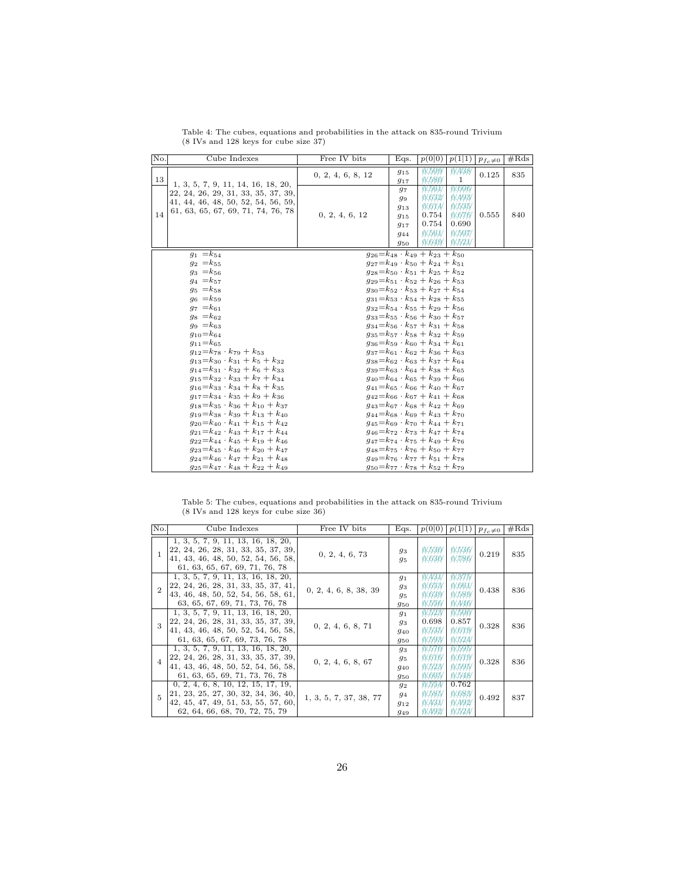Table 4: The cubes, equations and probabilities in the attack on 835-round Trivium (8 IVs and 128 keys for cube size 37)

| No. | Cube Indexes | Free IV bits | Eqs. | $p(0\|0)$ | $p(1\|1)$ | $p_{f_c \neq 0}$ | #Rds |
|---|---|---|---|---|---|---|---|
| 13 | 1, 3, 5, 7, 9, 11, 14, 16, 18, 20, 22, 24, 26, 29, 31, 33, 35, 37, 39, 41, 44, 46, 48, 50, 52, 54, 56, 59, 61, 63, 65, 67, 69, 71, 74, 76, 78 | 0, 2, 4, 6, 8, 12 | $g_{15}$ | 0.509 | 0.438 | 0.125 | 835 |
| | | | $g_{17}$ | 0.580 | 1 | | |
| 14 | | 0, 2, 4, 6, 12 | $g_7$ | 0.561 | 0.606 | 0.555 | 840 |
| | | | $g_9$ | 0.632 | 0.493 | | |
| | | | $g_{13}$ | 0.614 | 0.535 | | |
| | | | $g_{15}$ | 0.754 | 0.676 | | |
| | | | $g_{17}$ | 0.754 | 0.690 | | |
| | | | $g_{44}$ | 0.561 | 0.507 | | |
| | | | $g_{50}$ | 0.649 | 0.521 | | |

| | |
|---|---|
| $g_1 = k_{54}$ | $g_{26} = k_{48} \cdot k_{49} + k_{23} + k_{50}$ |
| $g_2 = k_{55}$ | $g_{27} = k_{49} \cdot k_{50} + k_{24} + k_{51}$ |
| $g_3 = k_{56}$ | $g_{28} = k_{50} \cdot k_{51} + k_{25} + k_{52}$ |
| $g_4 = k_{57}$ | $g_{29} = k_{51} \cdot k_{52} + k_{26} + k_{53}$ |
| $g_5 = k_{58}$ | $g_{30} = k_{52} \cdot k_{53} + k_{27} + k_{54}$ |
| $g_6 = k_{59}$ | $g_{31} = k_{53} \cdot k_{54} + k_{28} + k_{55}$ |
| $g_7 = k_{61}$ | $g_{32} = k_{54} \cdot k_{55} + k_{29} + k_{56}$ |
| $g_8 = k_{62}$ | $g_{33} = k_{55} \cdot k_{56} + k_{30} + k_{57}$ |
| $g_9 = k_{63}$ | $g_{34} = k_{56} \cdot k_{57} + k_{31} + k_{58}$ |
| $g_{10} = k_{64}$ | $g_{35} = k_{57} \cdot k_{58} + k_{32} + k_{59}$ |
| $g_{11} = k_{65}$ | $g_{36} = k_{59} \cdot k_{60} + k_{34} + k_{61}$ |
| $g_{12} = k_{78} \cdot k_{79} + k_{53}$ | $g_{37} = k_{61} \cdot k_{62} + k_{36} + k_{63}$ |
| $g_{13} = k_{30} \cdot k_{31} + k_5 + k_{32}$ | $g_{38} = k_{62} \cdot k_{63} + k_{37} + k_{64}$ |
| $g_{14} = k_{31} \cdot k_{32} + k_6 + k_{33}$ | $g_{39} = k_{63} \cdot k_{64} + k_{38} + k_{65}$ |
| $g_{15} = k_{32} \cdot k_{33} + k_7 + k_{34}$ | $g_{40} = k_{64} \cdot k_{65} + k_{39} + k_{66}$ |
| $g_{16} = k_{33} \cdot k_{34} + k_8 + k_{35}$ | $g_{41} = k_{65} \cdot k_{66} + k_{40} + k_{67}$ |
| $g_{17} = k_{34} \cdot k_{35} + k_9 + k_{36}$ | $g_{42} = k_{66} \cdot k_{67} + k_{41} + k_{68}$ |
| $g_{18} = k_{35} \cdot k_{36} + k_{10} + k_{37}$ | $g_{43} = k_{67} \cdot k_{68} + k_{42} + k_{69}$ |
| $g_{19} = k_{38} \cdot k_{39} + k_{13} + k_{40}$ | $g_{44} = k_{68} \cdot k_{69} + k_{43} + k_{70}$ |
| $g_{20} = k_{40} \cdot k_{41} + k_{15} + k_{42}$ | $g_{45} = k_{69} \cdot k_{70} + k_{44} + k_{71}$ |
| $g_{21} = k_{42} \cdot k_{43} + k_{17} + k_{44}$ | $g_{46} = k_{72} \cdot k_{73} + k_{47} + k_{74}$ |
| $g_{22} = k_{44} \cdot k_{45} + k_{19} + k_{46}$ | $g_{47} = k_{74} \cdot k_{75} + k_{49} + k_{76}$ |
| $g_{23} = k_{45} \cdot k_{46} + k_{20} + k_{47}$ | $g_{48} = k_{75} \cdot k_{76} + k_{50} + k_{77}$ |
| $g_{24} = k_{46} \cdot k_{47} + k_{21} + k_{48}$ | $g_{49} = k_{76} \cdot k_{77} + k_{51} + k_{78}$ |
| $g_{25} = k_{47} \cdot k_{48} + k_{22} + k_{49}$ | $g_{50} = k_{77} \cdot k_{78} + k_{52} + k_{79}$ |

Table 5: The cubes, equations and probabilities in the attack on 835-round Trivium (8 IVs and 128 keys for cube size 36)

| No. | Cube Indexes | Free IV bits | Eqs. | $p(0\|0)$ | $p(1\|1)$ | $p_{f_c \neq 0}$ | #Rds |
|---|---|---|---|---|---|---|---|
| 1 | 1, 3, 5, 7, 9, 11, 13, 16, 18, 20, 22, 24, 26, 28, 31, 33, 35, 37, 39, 41, 43, 46, 48, 50, 52, 54, 56, 58, 61, 63, 65, 67, 69, 71, 76, 78 | 0, 2, 4, 6, 73 | $g_3$ | 0.530 | 0.536 | 0.219 | 835 |
| | | | $g_5$ | 0.630 | 0.786 | | |
| 2 | 1, 3, 5, 7, 9, 11, 13, 16, 18, 20, 22, 24, 26, 28, 31, 33, 35, 37, 41, 43, 46, 48, 50, 52, 54, 56, 58, 61, 63, 65, 67, 69, 71, 73, 76, 78 | 0, 2, 4, 6, 8, 38, 39 | $g_1$ | 0.431 | 0.575 | 0.438 | 836 |
| | | | $g_3$ | 0.653 | 0.661 | | |
| | | | $g_5$ | 0.639 | 0.589 | | |
| | | | $g_{50}$ | 0.556 | 0.446 | | |
| 3 | 1, 3, 5, 7, 9, 11, 13, 16, 18, 20, 22, 24, 26, 28, 31, 33, 35, 37, 39, 41, 43, 46, 48, 50, 52, 54, 56, 58, 61, 63, 65, 67, 69, 73, 76, 78 | 0, 2, 4, 6, 8, 71 | $g_1$ | 0.523 | 0.500 | 0.328 | 836 |
| | | | $g_3$ | 0.698 | 0.857 | | |
| | | | $g_{40}$ | 0.535 | 0.619 | | |
| | | | $g_{50}$ | 0.593 | 0.524 | | |
| 4 | 1, 3, 5, 7, 9, 11, 13, 16, 18, 20, 22, 24, 26, 28, 31, 33, 35, 37, 39, 41, 43, 46, 48, 50, 52, 54, 56, 58, 61, 63, 65, 69, 71, 73, 76, 78 | 0, 2, 4, 6, 8, 67 | $g_3$ | 0.570 | 0.595 | 0.328 | 836 |
| | | | $g_5$ | 0.616 | 0.619 | | |
| | | | $g_{40}$ | 0.523 | 0.595 | | |
| | | | $g_{50}$ | 0.605 | 0.548 | | |
| 5 | 0, 2, 4, 6, 8, 10, 12, 15, 17, 19, 21, 23, 25, 27, 30, 32, 34, 36, 40, 42, 45, 47, 49, 51, 53, 55, 57, 60, 62, 64, 66, 68, 70, 72, 75, 79 | 1, 3, 5, 7, 37, 38, 77 | $g_2$ | 0.534 | 0.762 | 0.492 | 837 |
| | | | $g_4$ | 0.585 | 0.683 | | |
| | | | $g_{12}$ | 0.431 | 0.492 | | |
| | | | $g_{49}$ | 0.492 | 0.524 | | |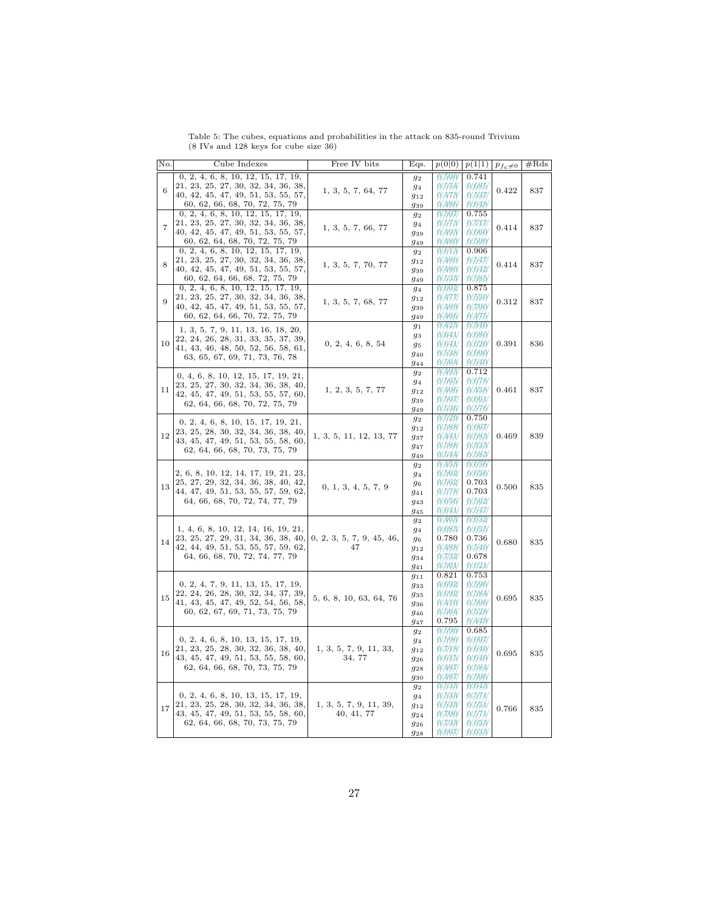Table 5: The cubes, equations and probabilities in the attack on 835-round Trivium (8 IVs and 128 keys for cube size 36)

| No. | Cube Indexes | Free IV bits | Eqs. | $p(0\|0)$ | $p(1\|1)$ | $p_{f_c \neq 0}$ | #Rds |
|---|---|---|---|---|---|---|---|
| 6 | 0, 2, 4, 6, 8, 10, 12, 15, 17, 19, 21, 23, 25, 27, 30, 32, 34, 36, 38, 40, 42, 45, 47, 49, 51, 53, 55, 57, 60, 62, 66, 68, 70, 72, 75, 79 | 1, 3, 5, 7, 64, 77 | $g_2$<br>$g_4$<br>$g_{12}$<br>$g_{39}$ | 0.500<br>0.554<br>0.473<br>0.486 | 0.741<br>0.685<br>0.537<br>0.648 | 0.422 | 837 |
| 7 | 0, 2, 4, 6, 8, 10, 12, 15, 17, 19, 21, 23, 25, 27, 30, 32, 34, 36, 38, 40, 42, 45, 47, 49, 51, 53, 55, 57, 60, 62, 64, 68, 70, 72, 75, 79 | 1, 3, 5, 7, 66, 77 | $g_2$<br>$g_4$<br>$g_{39}$<br>$g_{49}$ | 0.507<br>0.573<br>0.493<br>0.480 | 0.755<br>0.717<br>0.660<br>0.509 | 0.414 | 837 |
| 8 | 0, 2, 4, 6, 8, 10, 12, 15, 17, 19, 21, 23, 25, 27, 30, 32, 34, 36, 38, 40, 42, 45, 47, 49, 51, 53, 55, 57, 60, 62, 64, 66, 68, 72, 75, 79 | 1, 3, 5, 7, 70, 77 | $g_2$<br>$g_{12}$<br>$g_{39}$<br>$g_{49}$ | 0.613<br>0.480<br>0.480<br>0.533 | 0.906<br>0.547<br>0.642<br>0.585 | 0.414 | 837 |
| 9 | 0, 2, 4, 6, 8, 10, 12, 15, 17, 19, 21, 23, 25, 27, 30, 32, 34, 36, 38, 40, 42, 45, 47, 49, 51, 53, 55, 57, 60, 62, 64, 66, 70, 72, 75, 79 | 1, 3, 5, 7, 68, 77 | $g_4$<br>$g_{12}$<br>$g_{39}$<br>$g_{49}$ | 0.602<br>0.477<br>0.489<br>0.466 | 0.875<br>0.550<br>0.700<br>0.475 | 0.312 | 837 |
| 10 | 1, 3, 5, 7, 9, 11, 13, 16, 18, 20, 22, 24, 26, 28, 31, 33, 35, 37, 39, 41, 43, 46, 48, 50, 52, 56, 58, 61, 63, 65, 67, 69, 71, 73, 76, 78 | 0, 2, 4, 6, 8, 54 | $g_1$<br>$g_3$<br>$g_5$<br>$g_{40}$<br>$g_{44}$ | 0.423<br>0.641<br>0.641<br>0.538<br>0.564 | 0.540<br>0.680<br>0.620<br>0.600<br>0.540 | 0.391 | 836 |
| 11 | 0, 4, 6, 8, 10, 12, 15, 17, 19, 21, 23, 25, 27, 30, 32, 34, 36, 38, 40, 42, 45, 47, 49, 51, 53, 55, 57, 60, 62, 64, 66, 68, 70, 72, 75, 79 | 1, 2, 3, 5, 7, 77 | $g_2$<br>$g_4$<br>$g_{12}$<br>$g_{39}$<br>$g_{49}$ | 0.493<br>0.565<br>0.406<br>0.507<br>0.536 | 0.712<br>0.678<br>0.458<br>0.661<br>0.576 | 0.461 | 837 |
| 12 | 0, 2, 4, 6, 8, 10, 15, 17, 19, 21, 23, 25, 28, 30, 32, 34, 36, 38, 40, 43, 45, 47, 49, 51, 53, 55, 58, 60, 62, 64, 66, 68, 70, 73, 75, 79 | 1, 3, 5, 11, 12, 13, 77 | $g_2$<br>$g_{12}$<br>$g_{37}$<br>$g_{47}$<br>$g_{49}$ | 0.529<br>0.588<br>0.441<br>0.588<br>0.544 | 0.750<br>0.667<br>0.583<br>0.533<br>0.583 | 0.469 | 839 |
| 13 | 2, 6, 8, 10, 12, 14, 17, 19, 21, 23, 25, 27, 29, 32, 34, 36, 38, 40, 42, 44, 47, 49, 51, 53, 55, 57, 59, 62, 64, 66, 68, 70, 72, 74, 77, 79 | 0, 1, 3, 4, 5, 7, 9 | $g_2$<br>$g_4$<br>$g_6$<br>$g_{41}$<br>$g_{43}$<br>$g_{45}$ | 0.453<br>0.562<br>0.562<br>0.578<br>0.656<br>0.641 | 0.656<br>0.656<br>0.703<br>0.703<br>0.562<br>0.547 | 0.500 | 835 |
| 14 | 1, 4, 6, 8, 10, 12, 14, 16, 19, 21, 23, 25, 27, 29, 31, 34, 36, 38, 40, 42, 44, 49, 51, 53, 55, 57, 59, 62, 64, 66, 68, 70, 72, 74, 77, 79 | 0, 2, 3, 5, 7, 9, 45, 46, 47 | $g_2$<br>$g_4$<br>$g_6$<br>$g_{12}$<br>$g_{34}$<br>$g_{41}$ | 0.463<br>0.683<br>0.780<br>0.488<br>0.732<br>0.561 | 0.632<br>0.655<br>0.736<br>0.540<br>0.678<br>0.621 | 0.680 | 835 |
| 15 | 0, 2, 4, 7, 9, 11, 13, 15, 17, 19, 22, 24, 26, 28, 30, 32, 34, 37, 39, 41, 43, 45, 47, 49, 52, 54, 56, 58, 60, 62, 67, 69, 71, 73, 75, 79 | 5, 6, 8, 10, 63, 64, 76 | $g_{11}$<br>$g_{33}$<br>$g_{35}$<br>$g_{36}$<br>$g_{46}$<br>$g_{47}$ | 0.821<br>0.692<br>0.692<br>0.410<br>0.564<br>0.795 | 0.753<br>0.596<br>0.584<br>0.596<br>0.528<br>0.449 | 0.695 | 835 |
| 16 | 0, 2, 4, 6, 8, 10, 13, 15, 17, 19, 21, 23, 25, 28, 30, 32, 36, 38, 40, 43, 45, 47, 49, 51, 53, 55, 58, 60, 62, 64, 66, 68, 70, 73, 75, 79 | 1, 3, 5, 7, 9, 11, 33, 34, 77 | $g_2$<br>$g_4$<br>$g_{12}$<br>$g_{26}$<br>$g_{28}$<br>$g_{30}$ | 0.590<br>0.590<br>0.718<br>0.615<br>0.487<br>0.487 | 0.685<br>0.607<br>0.640<br>0.640<br>0.584<br>0.506 | 0.695 | 835 |
| 17 | 0, 2, 4, 6, 8, 10, 13, 15, 17, 19, 21, 23, 25, 28, 30, 32, 34, 36, 38, 43, 45, 47, 49, 51, 53, 55, 58, 60, 62, 64, 66, 68, 70, 73, 75, 79 | 1, 3, 5, 7, 9, 11, 39, 40, 41, 77 | $g_2$<br>$g_4$<br>$g_{12}$<br>$g_{24}$<br>$g_{26}$<br>$g_{28}$ | 0.533<br>0.533<br>0.533<br>0.700<br>0.733<br>0.667 | 0.643<br>0.571<br>0.551<br>0.571<br>0.653<br>0.633 | 0.766 | 835 |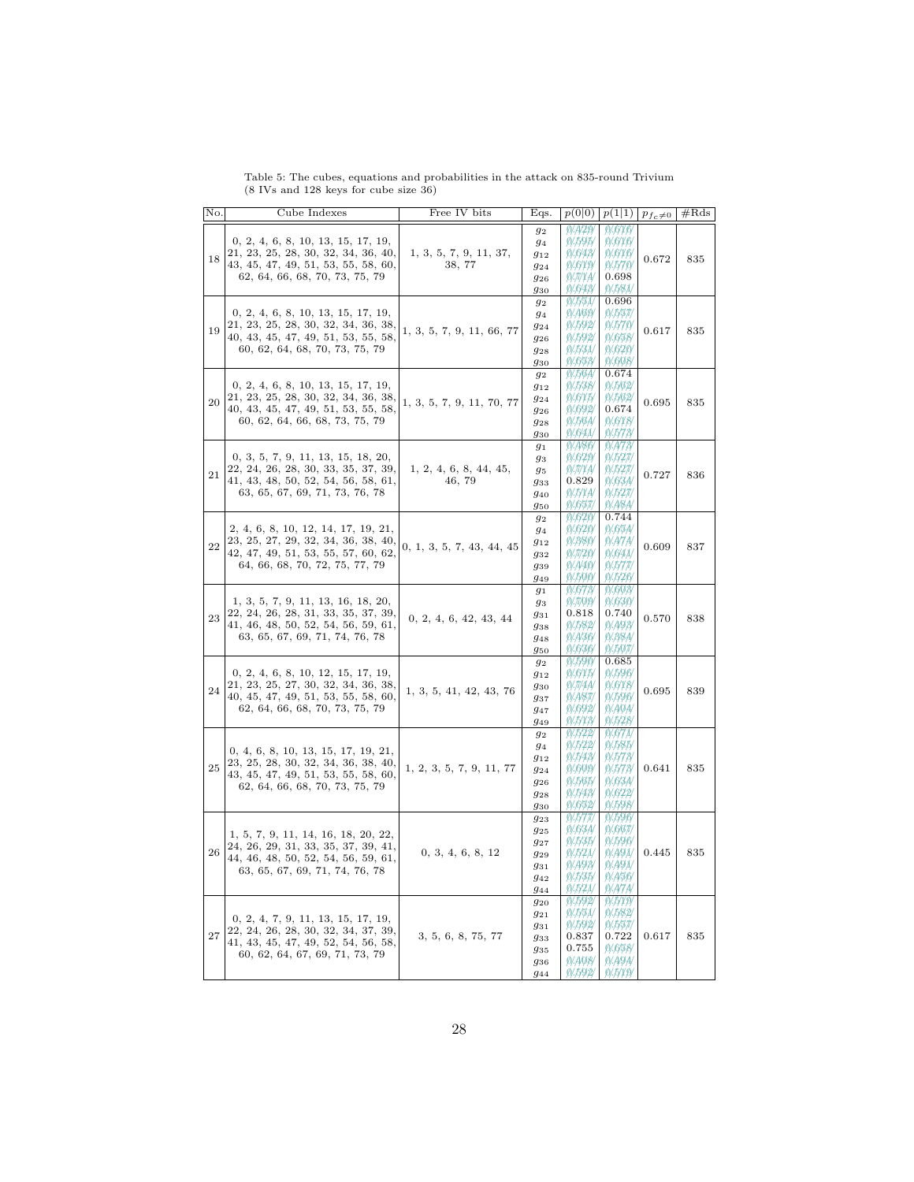Table 5: The cubes, equations and probabilities in the attack on 835-round Trivium (8 IVs and 128 keys for cube size 36)

| No. | Cube Indexes | Free IV bits | Eqs. | $p(0\|0)$ | $p(1\|1)$ | $p_{f_c \neq 0}$ | #Rds |
|---|---|---|---|---|---|---|---|
| 18 | 0, 2, 4, 6, 8, 10, 13, 15, 17, 19, 21, 23, 25, 28, 30, 32, 34, 36, 40, 43, 45, 47, 49, 51, 53, 55, 58, 60, 62, 64, 66, 68, 70, 73, 75, 79 | 1, 3, 5, 7, 9, 11, 37, 38, 77 | $g_2$ | 0.429 | 0.616 | 0.672 | 835 |
| | | | $g_4$ | 0.595 | 0.616 | | |
| | | | $g_{12}$ | 0.643 | 0.616 | | |
| | | | $g_{24}$ | 0.619 | 0.570 | | |
| | | | $g_{26}$ | 0.714 | 0.698 | | |
| | | | $g_{30}$ | 0.643 | 0.581 | | |
| 19 | 0, 2, 4, 6, 8, 10, 13, 15, 17, 19, 21, 23, 25, 28, 30, 32, 34, 36, 38, 40, 43, 45, 47, 49, 51, 53, 55, 58, 60, 62, 64, 68, 70, 73, 75, 79 | 1, 3, 5, 7, 9, 11, 66, 77 | $g_2$ | 0.531 | 0.696 | 0.617 | 835 |
| | | | $g_4$ | 0.469 | 0.557 | | |
| | | | $g_{24}$ | 0.592 | 0.570 | | |
| | | | $g_{26}$ | 0.592 | 0.658 | | |
| | | | $g_{28}$ | 0.531 | 0.620 | | |
| | | | $g_{30}$ | 0.653 | 0.608 | | |
| 20 | 0, 2, 4, 6, 8, 10, 13, 15, 17, 19, 21, 23, 25, 28, 30, 32, 34, 36, 38, 40, 43, 45, 47, 49, 51, 53, 55, 58, 60, 62, 64, 66, 68, 73, 75, 79 | 1, 3, 5, 7, 9, 11, 70, 77 | $g_2$ | 0.564 | 0.674 | 0.695 | 835 |
| | | | $g_{12}$ | 0.538 | 0.562 | | |
| | | | $g_{24}$ | 0.615 | 0.562 | | |
| | | | $g_{26}$ | 0.692 | 0.674 | | |
| | | | $g_{28}$ | 0.564 | 0.618 | | |
| | | | $g_{30}$ | 0.641 | 0.573 | | |
| 21 | 0, 3, 5, 7, 9, 11, 13, 15, 18, 20, 22, 24, 26, 28, 30, 33, 35, 37, 39, 41, 43, 48, 50, 52, 54, 56, 58, 61, 63, 65, 67, 69, 71, 73, 76, 78 | 1, 2, 4, 6, 8, 44, 45, 46, 79 | $g_1$ | 0.486 | 0.473 | 0.727 | 836 |
| | | | $g_3$ | 0.629 | 0.527 | | |
| | | | $g_5$ | 0.714 | 0.527 | | |
| | | | $g_{33}$ | 0.829 | 0.634 | | |
| | | | $g_{40}$ | 0.514 | 0.527 | | |
| | | | $g_{50}$ | 0.657 | 0.484 | | |
| 22 | 2, 4, 6, 8, 10, 12, 14, 17, 19, 21, 23, 25, 27, 29, 32, 34, 36, 38, 40, 42, 47, 49, 51, 53, 55, 57, 60, 62, 64, 66, 68, 70, 72, 75, 77, 79 | 0, 1, 3, 5, 7, 43, 44, 45 | $g_2$ | 0.620 | 0.744 | 0.609 | 837 |
| | | | $g_4$ | 0.620 | 0.654 | | |
| | | | $g_{12}$ | 0.380 | 0.474 | | |
| | | | $g_{32}$ | 0.720 | 0.641 | | |
| | | | $g_{39}$ | 0.440 | 0.577 | | |
| | | | $g_{49}$ | 0.500 | 0.526 | | |
| 23 | 1, 3, 5, 7, 9, 11, 13, 16, 18, 20, 22, 24, 26, 28, 31, 33, 35, 37, 39, 41, 46, 48, 50, 52, 54, 56, 59, 61, 63, 65, 67, 69, 71, 74, 76, 78 | 0, 2, 4, 6, 42, 43, 44 | $g_1$ | 0.673 | 0.603 | 0.570 | 838 |
| | | | $g_3$ | 0.709 | 0.630 | | |
| | | | $g_{31}$ | 0.818 | 0.740 | | |
| | | | $g_{38}$ | 0.582 | 0.493 | | |
| | | | $g_{48}$ | 0.436 | 0.384 | | |
| | | | $g_{50}$ | 0.636 | 0.507 | | |
| 24 | 0, 2, 4, 6, 8, 10, 12, 15, 17, 19, 21, 23, 25, 27, 30, 32, 34, 36, 38, 40, 45, 47, 49, 51, 53, 55, 58, 60, 62, 64, 66, 68, 70, 73, 75, 79 | 1, 3, 5, 41, 42, 43, 76 | $g_2$ | 0.590 | 0.685 | 0.695 | 839 |
| | | | $g_{12}$ | 0.615 | 0.596 | | |
| | | | $g_{30}$ | 0.744 | 0.618 | | |
| | | | $g_{37}$ | 0.487 | 0.596 | | |
| | | | $g_{47}$ | 0.692 | 0.404 | | |
| | | | $g_{49}$ | 0.513 | 0.528 | | |
| 25 | 0, 4, 6, 8, 10, 13, 15, 17, 19, 21, 23, 25, 28, 30, 32, 34, 36, 38, 40, 43, 45, 47, 49, 51, 53, 55, 58, 60, 62, 64, 66, 68, 70, 73, 75, 79 | 1, 2, 3, 5, 7, 9, 11, 77 | $g_2$ | 0.522 | 0.671 | 0.641 | 835 |
| | | | $g_4$ | 0.522 | 0.585 | | |
| | | | $g_{12}$ | 0.543 | 0.573 | | |
| | | | $g_{24}$ | 0.609 | 0.573 | | |
| | | | $g_{26}$ | 0.565 | 0.634 | | |
| | | | $g_{28}$ | 0.543 | 0.622 | | |
| | | | $g_{30}$ | 0.652 | 0.598 | | |
| 26 | 1, 5, 7, 9, 11, 14, 16, 18, 20, 22, 24, 26, 29, 31, 33, 35, 37, 39, 41, 44, 46, 48, 50, 52, 54, 56, 59, 61, 63, 65, 67, 69, 71, 74, 76, 78 | 0, 3, 4, 6, 8, 12 | $g_{23}$ | 0.577 | 0.596 | 0.445 | 835 |
| | | | $g_{25}$ | 0.634 | 0.667 | | |
| | | | $g_{27}$ | 0.535 | 0.596 | | |
| | | | $g_{29}$ | 0.521 | 0.491 | | |
| | | | $g_{31}$ | 0.493 | 0.491 | | |
| | | | $g_{42}$ | 0.535 | 0.456 | | |
| | | | $g_{44}$ | 0.521 | 0.474 | | |
| 27 | 0, 2, 4, 7, 9, 11, 13, 15, 17, 19, 22, 24, 26, 28, 30, 32, 34, 37, 39, 41, 43, 45, 47, 49, 52, 54, 56, 58, 60, 62, 64, 67, 69, 71, 73, 79 | 3, 5, 6, 8, 75, 77 | $g_{20}$ | 0.592 | 0.519 | 0.617 | 835 |
| | | | $g_{21}$ | 0.531 | 0.582 | | |
| | | | $g_{31}$ | 0.592 | 0.557 | | |
| | | | $g_{33}$ | 0.837 | 0.722 | | |
| | | | $g_{35}$ | 0.755 | 0.658 | | |
| | | | $g_{36}$ | 0.408 | 0.494 | | |
| | | | $g_{44}$ | 0.592 | 0.519 | | |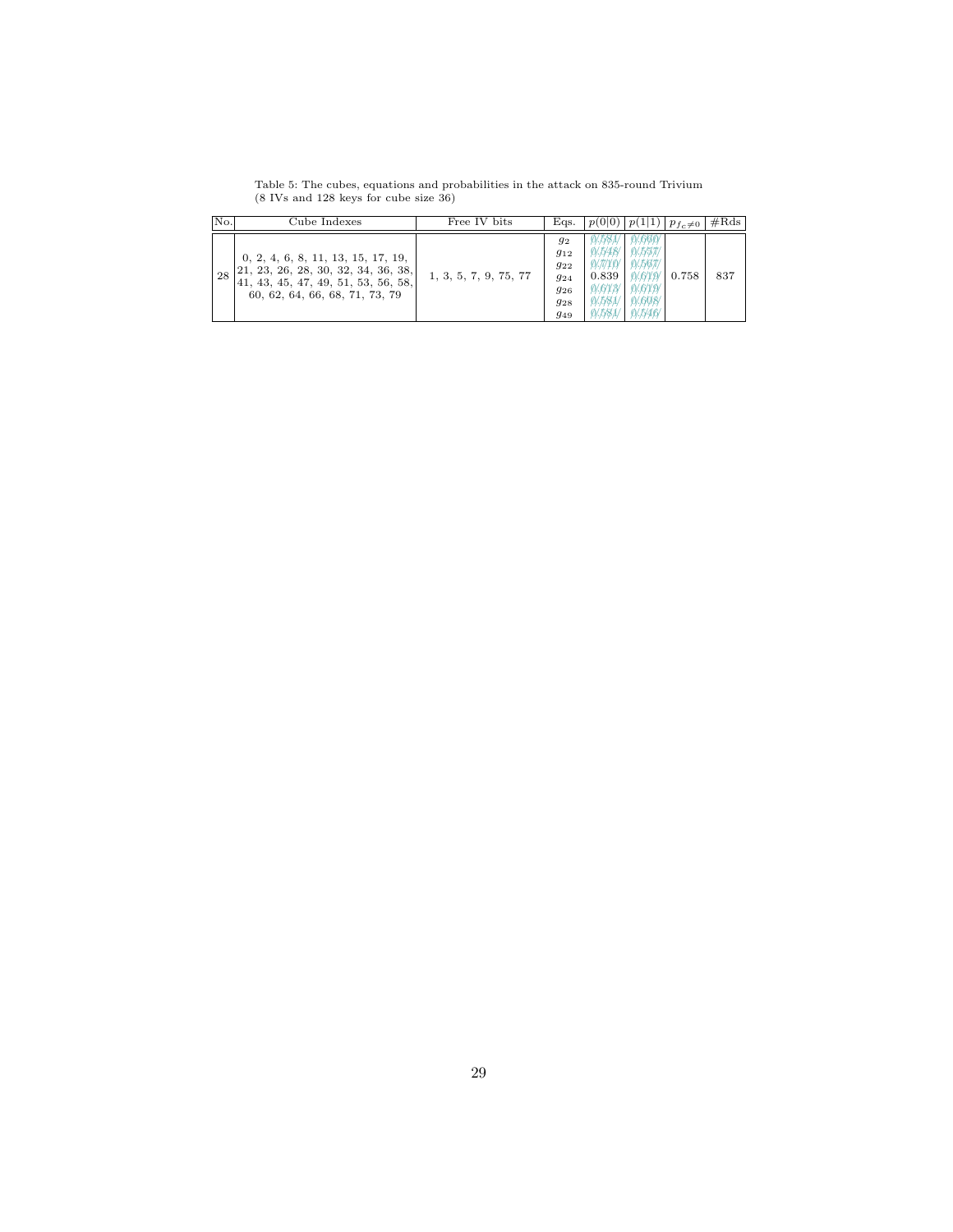Table 5: The cubes, equations and probabilities in the attack on 835-round Trivium (8 IVs and 128 keys for cube size 36)

| No. | Cube Indexes | Free IV bits | Eqs. | $p(0\|0)$ | $p(1\|1)$ | $p_{f_c \neq 0}$ | #Rds |
|---|---|---|---|---|---|---|---|
| 28 | 0, 2, 4, 6, 8, 11, 13, 15, 17, 19, 21, 23, 26, 28, 30, 32, 34, 36, 38, 41, 43, 45, 47, 49, 51, 53, 56, 58, 60, 62, 64, 66, 68, 71, 73, 79 | 1, 3, 5, 7, 9, 75, 77 | $g_2$ | 0.581 | 0.660 | 0.758 | 837 |
| | | | $g_{12}$ | 0.548 | 0.557 | | |
| | | | $g_{22}$ | 0.710 | 0.567 | | |
| | | | $g_{24}$ | 0.839 | 0.619 | | |
| | | | $g_{26}$ | 0.613 | 0.619 | | |
| | | | $g_{28}$ | 0.581 | 0.608 | | |
| | | | $g_{49}$ | 0.581 | 0.546 | | |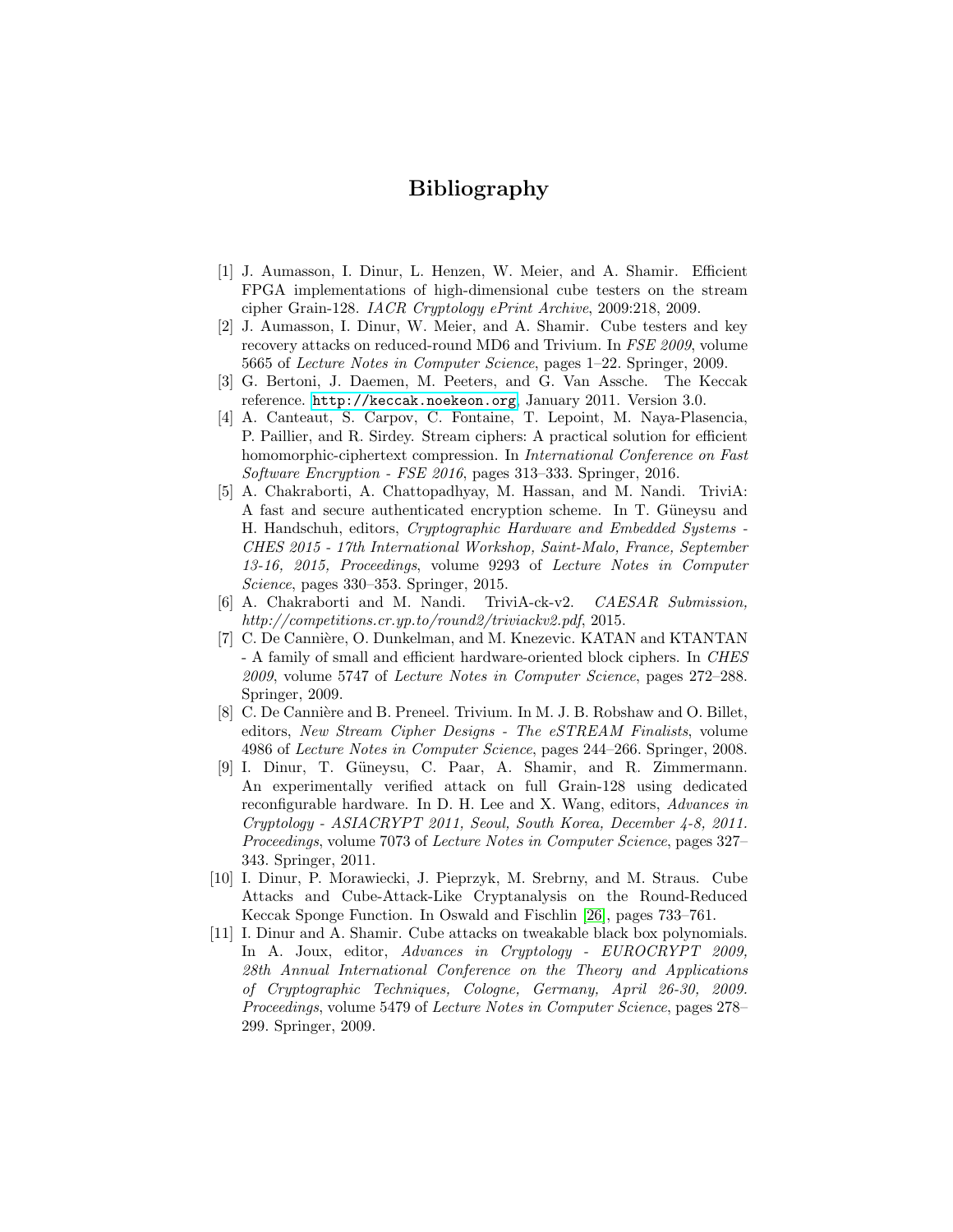# Bibliography

[1] J. Aumasson, I. Dinur, L. Henzen, W. Meier, and A. Shamir. Efficient FPGA implementations of high-dimensional cube testers on the stream cipher Grain-128. *IACR Cryptology ePrint Archive*, 2009:218, 2009.

[2] J. Aumasson, I. Dinur, W. Meier, and A. Shamir. Cube testers and key recovery attacks on reduced-round MD6 and Trivium. In *FSE 2009*, volume 5665 of *Lecture Notes in Computer Science*, pages 1–22. Springer, 2009.

[3] G. Bertoni, J. Daemen, M. Peeters, and G. Van Assche. The Keccak reference. `http://keccak.noekeon.org`, January 2011. Version 3.0.

[4] A. Canteaut, S. Carpov, C. Fontaine, T. Lepoint, M. Naya-Plasencia, P. Paillier, and R. Sirdey. Stream ciphers: A practical solution for efficient homomorphic-ciphertext compression. In *International Conference on Fast Software Encryption - FSE 2016*, pages 313–333. Springer, 2016.

[5] A. Chakraborti, A. Chattopadhyay, M. Hassan, and M. Nandi. TriviA: A fast and secure authenticated encryption scheme. In T. Güneysu and H. Handschuh, editors, *Cryptographic Hardware and Embedded Systems - CHES 2015 - 17th International Workshop, Saint-Malo, France, September 13-16, 2015, Proceedings*, volume 9293 of *Lecture Notes in Computer Science*, pages 330–353. Springer, 2015.

[6] A. Chakraborti and M. Nandi. TriviA-ck-v2. *CAESAR Submission, http://competitions.cr.yp.to/round2/triviackv2.pdf*, 2015.

[7] C. De Cannière, O. Dunkelman, and M. Knezevic. KATAN and KTANTAN - A family of small and efficient hardware-oriented block ciphers. In *CHES 2009*, volume 5747 of *Lecture Notes in Computer Science*, pages 272–288. Springer, 2009.

[8] C. De Cannière and B. Preneel. Trivium. In M. J. B. Robshaw and O. Billet, editors, *New Stream Cipher Designs - The eSTREAM Finalists*, volume 4986 of *Lecture Notes in Computer Science*, pages 244–266. Springer, 2008.

[9] I. Dinur, T. Güneysu, C. Paar, A. Shamir, and R. Zimmermann. An experimentally verified attack on full Grain-128 using dedicated reconfigurable hardware. In D. H. Lee and X. Wang, editors, *Advances in Cryptology - ASIACRYPT 2011, Seoul, South Korea, December 4-8, 2011. Proceedings*, volume 7073 of *Lecture Notes in Computer Science*, pages 327–343. Springer, 2011.

[10] I. Dinur, P. Morawiecki, J. Pieprzyk, M. Srebrny, and M. Straus. Cube Attacks and Cube-Attack-Like Cryptanalysis on the Round-Reduced Keccak Sponge Function. In Oswald and Fischlin [26], pages 733–761.

[11] I. Dinur and A. Shamir. Cube attacks on tweakable black box polynomials. In A. Joux, editor, *Advances in Cryptology - EUROCRYPT 2009, 28th Annual International Conference on the Theory and Applications of Cryptographic Techniques, Cologne, Germany, April 26-30, 2009. Proceedings*, volume 5479 of *Lecture Notes in Computer Science*, pages 278–299. Springer, 2009.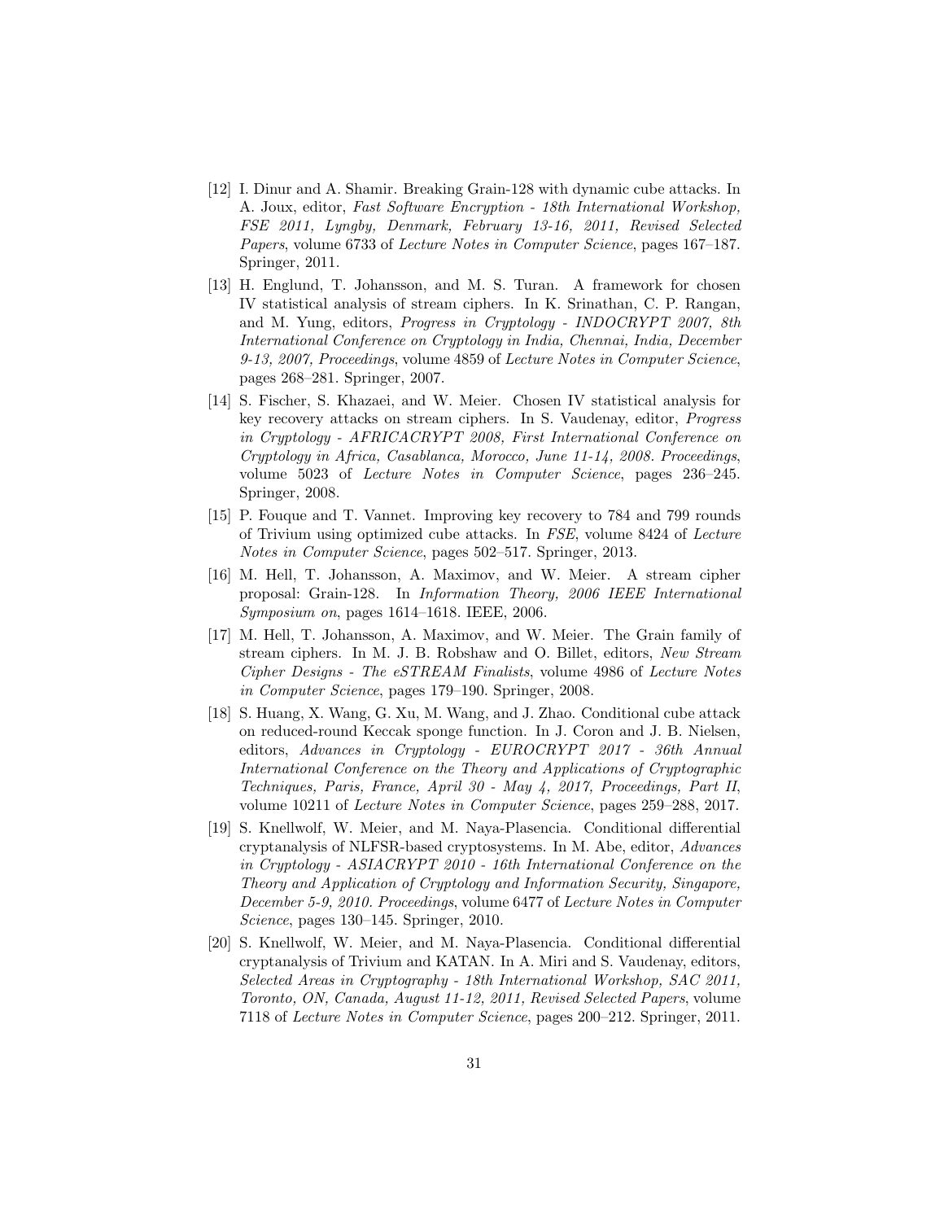[12] I. Dinur and A. Shamir. Breaking Grain-128 with dynamic cube attacks. In A. Joux, editor, *Fast Software Encryption - 18th International Workshop, FSE 2011, Lyngby, Denmark, February 13-16, 2011, Revised Selected Papers*, volume 6733 of *Lecture Notes in Computer Science*, pages 167–187. Springer, 2011.

[13] H. Englund, T. Johansson, and M. S. Turan. A framework for chosen IV statistical analysis of stream ciphers. In K. Srinathan, C. P. Rangan, and M. Yung, editors, *Progress in Cryptology - INDOCRYPT 2007, 8th International Conference on Cryptology in India, Chennai, India, December 9-13, 2007, Proceedings*, volume 4859 of *Lecture Notes in Computer Science*, pages 268–281. Springer, 2007.

[14] S. Fischer, S. Khazaei, and W. Meier. Chosen IV statistical analysis for key recovery attacks on stream ciphers. In S. Vaudenay, editor, *Progress in Cryptology - AFRICACRYPT 2008, First International Conference on Cryptology in Africa, Casablanca, Morocco, June 11-14, 2008. Proceedings*, volume 5023 of *Lecture Notes in Computer Science*, pages 236–245. Springer, 2008.

[15] P. Fouque and T. Vannet. Improving key recovery to 784 and 799 rounds of Trivium using optimized cube attacks. In *FSE*, volume 8424 of *Lecture Notes in Computer Science*, pages 502–517. Springer, 2013.

[16] M. Hell, T. Johansson, A. Maximov, and W. Meier. A stream cipher proposal: Grain-128. In *Information Theory, 2006 IEEE International Symposium on*, pages 1614–1618. IEEE, 2006.

[17] M. Hell, T. Johansson, A. Maximov, and W. Meier. The Grain family of stream ciphers. In M. J. B. Robshaw and O. Billet, editors, *New Stream Cipher Designs - The eSTREAM Finalists*, volume 4986 of *Lecture Notes in Computer Science*, pages 179–190. Springer, 2008.

[18] S. Huang, X. Wang, G. Xu, M. Wang, and J. Zhao. Conditional cube attack on reduced-round Keccak sponge function. In J. Coron and J. B. Nielsen, editors, *Advances in Cryptology - EUROCRYPT 2017 - 36th Annual International Conference on the Theory and Applications of Cryptographic Techniques, Paris, France, April 30 - May 4, 2017, Proceedings, Part II*, volume 10211 of *Lecture Notes in Computer Science*, pages 259–288, 2017.

[19] S. Knellwolf, W. Meier, and M. Naya-Plasencia. Conditional differential cryptanalysis of NLFSR-based cryptosystems. In M. Abe, editor, *Advances in Cryptology - ASIACRYPT 2010 - 16th International Conference on the Theory and Application of Cryptology and Information Security, Singapore, December 5-9, 2010. Proceedings*, volume 6477 of *Lecture Notes in Computer Science*, pages 130–145. Springer, 2010.

[20] S. Knellwolf, W. Meier, and M. Naya-Plasencia. Conditional differential cryptanalysis of Trivium and KATAN. In A. Miri and S. Vaudenay, editors, *Selected Areas in Cryptography - 18th International Workshop, SAC 2011, Toronto, ON, Canada, August 11-12, 2011, Revised Selected Papers*, volume 7118 of *Lecture Notes in Computer Science*, pages 200–212. Springer, 2011.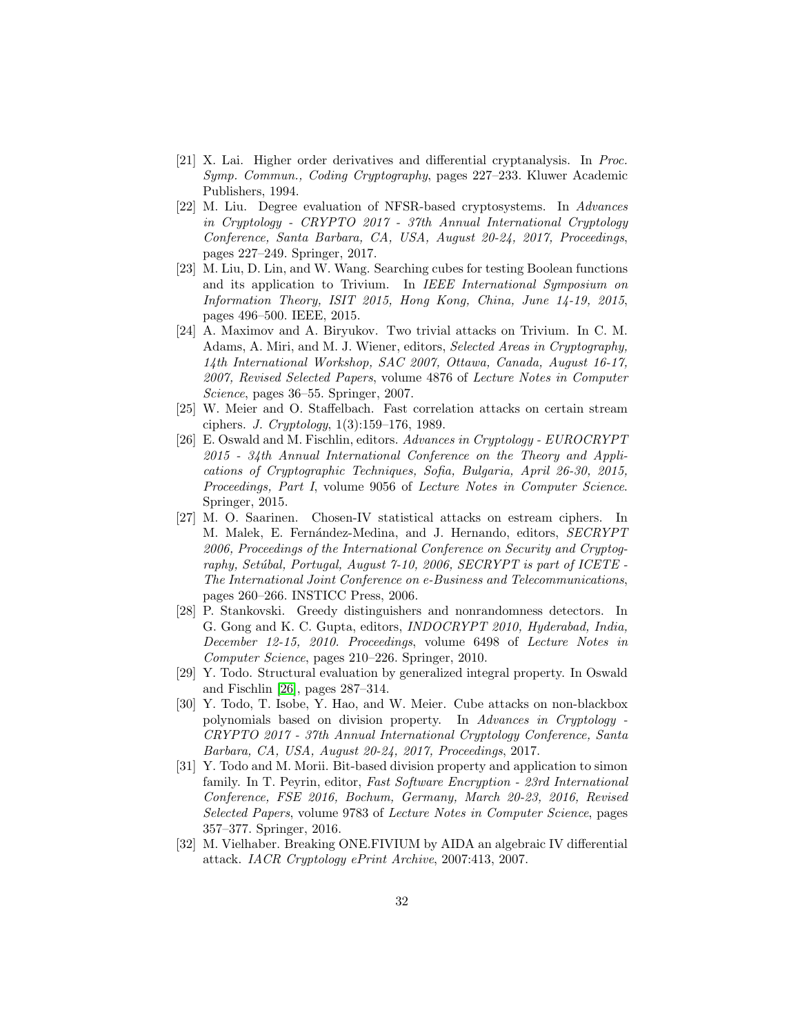- [21] X. Lai. Higher order derivatives and differential cryptanalysis. In *Proc. Symp. Commun., Coding Cryptography*, pages 227–233. Kluwer Academic Publishers, 1994.
- [22] M. Liu. Degree evaluation of NFSR-based cryptosystems. In *Advances in Cryptology - CRYPTO 2017 - 37th Annual International Cryptology Conference, Santa Barbara, CA, USA, August 20-24, 2017, Proceedings*, pages 227–249. Springer, 2017.
- [23] M. Liu, D. Lin, and W. Wang. Searching cubes for testing Boolean functions and its application to Trivium. In *IEEE International Symposium on Information Theory, ISIT 2015, Hong Kong, China, June 14-19, 2015*, pages 496–500. IEEE, 2015.
- [24] A. Maximov and A. Biryukov. Two trivial attacks on Trivium. In C. M. Adams, A. Miri, and M. J. Wiener, editors, *Selected Areas in Cryptography, 14th International Workshop, SAC 2007, Ottawa, Canada, August 16-17, 2007, Revised Selected Papers*, volume 4876 of *Lecture Notes in Computer Science*, pages 36–55. Springer, 2007.
- [25] W. Meier and O. Staffelbach. Fast correlation attacks on certain stream ciphers. *J. Cryptology*, 1(3):159–176, 1989.
- [26] E. Oswald and M. Fischlin, editors. *Advances in Cryptology - EUROCRYPT 2015 - 34th Annual International Conference on the Theory and Applications of Cryptographic Techniques, Sofia, Bulgaria, April 26-30, 2015, Proceedings, Part I*, volume 9056 of *Lecture Notes in Computer Science*. Springer, 2015.
- [27] M. O. Saarinen. Chosen-IV statistical attacks on estream ciphers. In M. Malek, E. Fernández-Medina, and J. Hernando, editors, *SECRYPT 2006, Proceedings of the International Conference on Security and Cryptography, Setúbal, Portugal, August 7-10, 2006, SECRYPT is part of ICETE - The International Joint Conference on e-Business and Telecommunications*, pages 260–266. INSTICC Press, 2006.
- [28] P. Stankovski. Greedy distinguishers and nonrandomness detectors. In G. Gong and K. C. Gupta, editors, *INDOCRYPT 2010, Hyderabad, India, December 12-15, 2010. Proceedings*, volume 6498 of *Lecture Notes in Computer Science*, pages 210–226. Springer, 2010.
- [29] Y. Todo. Structural evaluation by generalized integral property. In Oswald and Fischlin [26], pages 287–314.
- [30] Y. Todo, T. Isobe, Y. Hao, and W. Meier. Cube attacks on non-blackbox polynomials based on division property. In *Advances in Cryptology - CRYPTO 2017 - 37th Annual International Cryptology Conference, Santa Barbara, CA, USA, August 20-24, 2017, Proceedings*, 2017.
- [31] Y. Todo and M. Morii. Bit-based division property and application to simon family. In T. Peyrin, editor, *Fast Software Encryption - 23rd International Conference, FSE 2016, Bochum, Germany, March 20-23, 2016, Revised Selected Papers*, volume 9783 of *Lecture Notes in Computer Science*, pages 357–377. Springer, 2016.
- [32] M. Vielhaber. Breaking ONE.FIVIUM by AIDA an algebraic IV differential attack. *IACR Cryptology ePrint Archive*, 2007:413, 2007.